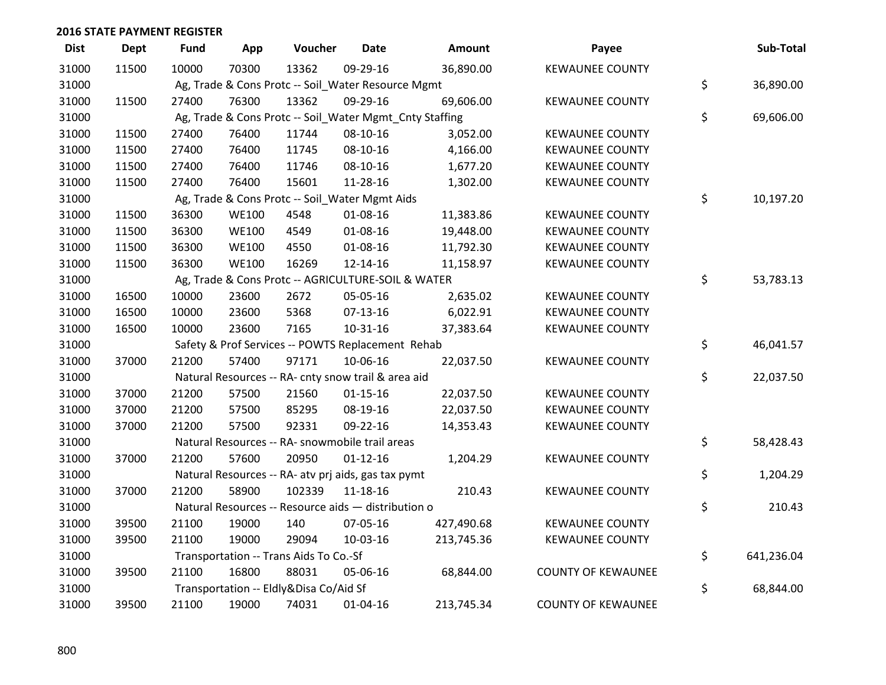## 2016 STATE PAYMENT REGISTER

| Dist | Dept | Fund | App | Voucher | Date | Amount | Payee | Sub-Total |
|---|---|---|---|---|---|---|---|---|
| 31000 | 11500 | 10000 | 70300 | 13362 | 09-29-16 | 36,890.00 | KEWAUNEE COUNTY | |
| 31000 | | Ag, Trade & Cons Protc -- Soil_Water Resource Mgmt | | | | | | $ 36,890.00 |
| 31000 | 11500 | 27400 | 76300 | 13362 | 09-29-16 | 69,606.00 | KEWAUNEE COUNTY | |
| 31000 | | Ag, Trade & Cons Protc -- Soil_Water Mgmt_Cnty Staffing | | | | | | $ 69,606.00 |
| 31000 | 11500 | 27400 | 76400 | 11744 | 08-10-16 | 3,052.00 | KEWAUNEE COUNTY | |
| 31000 | 11500 | 27400 | 76400 | 11745 | 08-10-16 | 4,166.00 | KEWAUNEE COUNTY | |
| 31000 | 11500 | 27400 | 76400 | 11746 | 08-10-16 | 1,677.20 | KEWAUNEE COUNTY | |
| 31000 | 11500 | 27400 | 76400 | 15601 | 11-28-16 | 1,302.00 | KEWAUNEE COUNTY | |
| 31000 | | Ag, Trade & Cons Protc -- Soil_Water Mgmt Aids | | | | | | $ 10,197.20 |
| 31000 | 11500 | 36300 | WE100 | 4548 | 01-08-16 | 11,383.86 | KEWAUNEE COUNTY | |
| 31000 | 11500 | 36300 | WE100 | 4549 | 01-08-16 | 19,448.00 | KEWAUNEE COUNTY | |
| 31000 | 11500 | 36300 | WE100 | 4550 | 01-08-16 | 11,792.30 | KEWAUNEE COUNTY | |
| 31000 | 11500 | 36300 | WE100 | 16269 | 12-14-16 | 11,158.97 | KEWAUNEE COUNTY | |
| 31000 | | Ag, Trade & Cons Protc -- AGRICULTURE-SOIL & WATER | | | | | | $ 53,783.13 |
| 31000 | 16500 | 10000 | 23600 | 2672 | 05-05-16 | 2,635.02 | KEWAUNEE COUNTY | |
| 31000 | 16500 | 10000 | 23600 | 5368 | 07-13-16 | 6,022.91 | KEWAUNEE COUNTY | |
| 31000 | 16500 | 10000 | 23600 | 7165 | 10-31-16 | 37,383.64 | KEWAUNEE COUNTY | |
| 31000 | | Safety & Prof Services -- POWTS Replacement Rehab | | | | | | $ 46,041.57 |
| 31000 | 37000 | 21200 | 57400 | 97171 | 10-06-16 | 22,037.50 | KEWAUNEE COUNTY | |
| 31000 | | Natural Resources -- RA- cnty snow trail & area aid | | | | | | $ 22,037.50 |
| 31000 | 37000 | 21200 | 57500 | 21560 | 01-15-16 | 22,037.50 | KEWAUNEE COUNTY | |
| 31000 | 37000 | 21200 | 57500 | 85295 | 08-19-16 | 22,037.50 | KEWAUNEE COUNTY | |
| 31000 | 37000 | 21200 | 57500 | 92331 | 09-22-16 | 14,353.43 | KEWAUNEE COUNTY | |
| 31000 | | Natural Resources -- RA- snowmobile trail areas | | | | | | $ 58,428.43 |
| 31000 | 37000 | 21200 | 57600 | 20950 | 01-12-16 | 1,204.29 | KEWAUNEE COUNTY | |
| 31000 | | Natural Resources -- RA- atv prj aids, gas tax pymt | | | | | | $ 1,204.29 |
| 31000 | 37000 | 21200 | 58900 | 102339 | 11-18-16 | 210.43 | KEWAUNEE COUNTY | |
| 31000 | | Natural Resources -- Resource aids — distribution o | | | | | | $ 210.43 |
| 31000 | 39500 | 21100 | 19000 | 140 | 07-05-16 | 427,490.68 | KEWAUNEE COUNTY | |
| 31000 | 39500 | 21100 | 19000 | 29094 | 10-03-16 | 213,745.36 | KEWAUNEE COUNTY | |
| 31000 | | Transportation -- Trans Aids To Co.-Sf | | | | | | $ 641,236.04 |
| 31000 | 39500 | 21100 | 16800 | 88031 | 05-06-16 | 68,844.00 | COUNTY OF KEWAUNEE | |
| 31000 | | Transportation -- Eldly&Disa Co/Aid Sf | | | | | | $ 68,844.00 |
| 31000 | 39500 | 21100 | 19000 | 74031 | 01-04-16 | 213,745.34 | COUNTY OF KEWAUNEE | |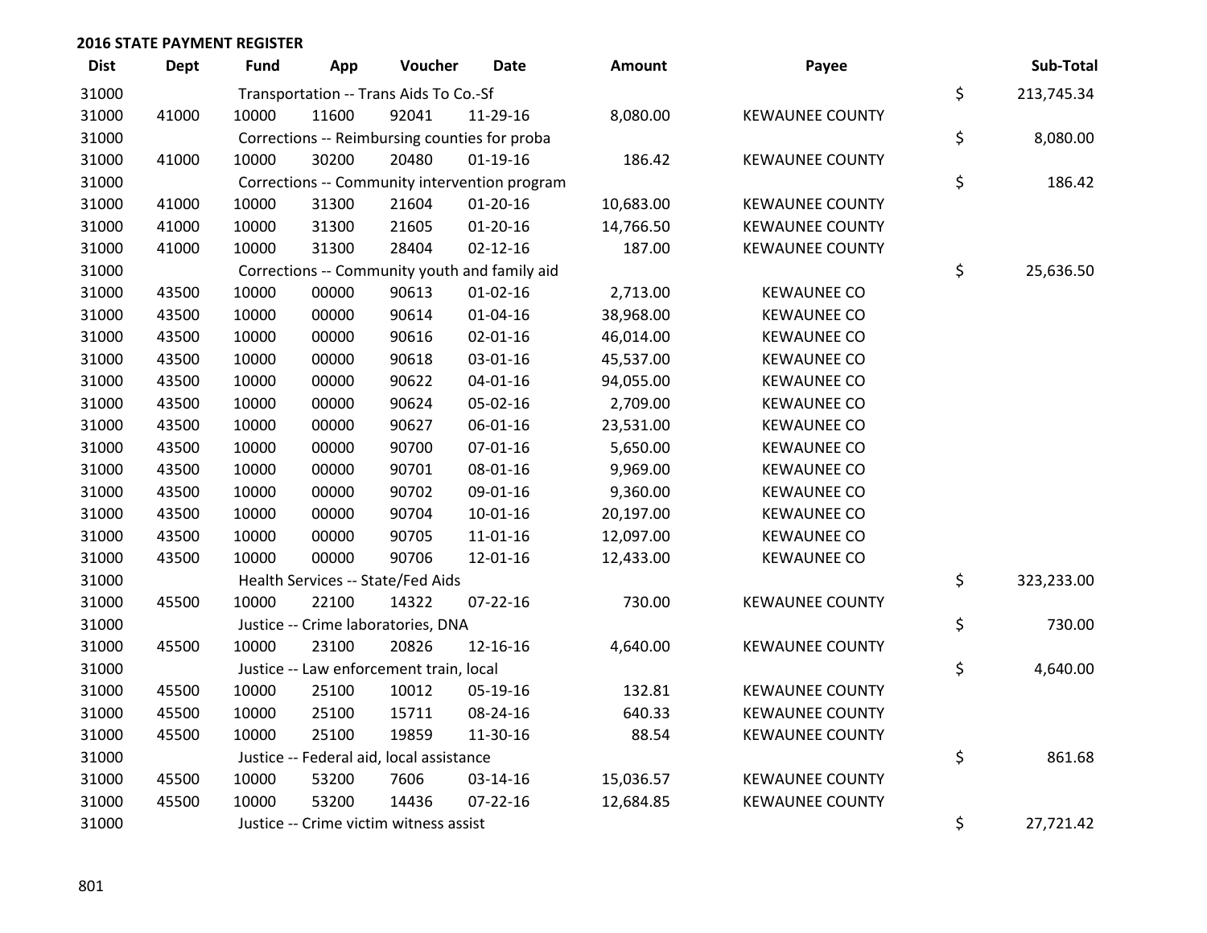**2016 STATE PAYMENT REGISTER**

| Dist | Dept | Fund | App | Voucher | Date | Amount | Payee | | Sub-Total |
|---|---|---|---|---|---|---|---|---|---|
| 31000 | | Transportation -- Trans Aids To Co.-Sf | | | | | | $ | 213,745.34 |
| 31000 | 41000 | 10000 | 11600 | 92041 | 11-29-16 | 8,080.00 | KEWAUNEE COUNTY | | |
| 31000 | | Corrections -- Reimbursing counties for proba | | | | | | $ | 8,080.00 |
| 31000 | 41000 | 10000 | 30200 | 20480 | 01-19-16 | 186.42 | KEWAUNEE COUNTY | | |
| 31000 | | Corrections -- Community intervention program | | | | | | $ | 186.42 |
| 31000 | 41000 | 10000 | 31300 | 21604 | 01-20-16 | 10,683.00 | KEWAUNEE COUNTY | | |
| 31000 | 41000 | 10000 | 31300 | 21605 | 01-20-16 | 14,766.50 | KEWAUNEE COUNTY | | |
| 31000 | 41000 | 10000 | 31300 | 28404 | 02-12-16 | 187.00 | KEWAUNEE COUNTY | | |
| 31000 | | Corrections -- Community youth and family aid | | | | | | $ | 25,636.50 |
| 31000 | 43500 | 10000 | 00000 | 90613 | 01-02-16 | 2,713.00 | KEWAUNEE CO | | |
| 31000 | 43500 | 10000 | 00000 | 90614 | 01-04-16 | 38,968.00 | KEWAUNEE CO | | |
| 31000 | 43500 | 10000 | 00000 | 90616 | 02-01-16 | 46,014.00 | KEWAUNEE CO | | |
| 31000 | 43500 | 10000 | 00000 | 90618 | 03-01-16 | 45,537.00 | KEWAUNEE CO | | |
| 31000 | 43500 | 10000 | 00000 | 90622 | 04-01-16 | 94,055.00 | KEWAUNEE CO | | |
| 31000 | 43500 | 10000 | 00000 | 90624 | 05-02-16 | 2,709.00 | KEWAUNEE CO | | |
| 31000 | 43500 | 10000 | 00000 | 90627 | 06-01-16 | 23,531.00 | KEWAUNEE CO | | |
| 31000 | 43500 | 10000 | 00000 | 90700 | 07-01-16 | 5,650.00 | KEWAUNEE CO | | |
| 31000 | 43500 | 10000 | 00000 | 90701 | 08-01-16 | 9,969.00 | KEWAUNEE CO | | |
| 31000 | 43500 | 10000 | 00000 | 90702 | 09-01-16 | 9,360.00 | KEWAUNEE CO | | |
| 31000 | 43500 | 10000 | 00000 | 90704 | 10-01-16 | 20,197.00 | KEWAUNEE CO | | |
| 31000 | 43500 | 10000 | 00000 | 90705 | 11-01-16 | 12,097.00 | KEWAUNEE CO | | |
| 31000 | 43500 | 10000 | 00000 | 90706 | 12-01-16 | 12,433.00 | KEWAUNEE CO | | |
| 31000 | | Health Services -- State/Fed Aids | | | | | | $ | 323,233.00 |
| 31000 | 45500 | 10000 | 22100 | 14322 | 07-22-16 | 730.00 | KEWAUNEE COUNTY | | |
| 31000 | | Justice -- Crime laboratories, DNA | | | | | | $ | 730.00 |
| 31000 | 45500 | 10000 | 23100 | 20826 | 12-16-16 | 4,640.00 | KEWAUNEE COUNTY | | |
| 31000 | | Justice -- Law enforcement train, local | | | | | | $ | 4,640.00 |
| 31000 | 45500 | 10000 | 25100 | 10012 | 05-19-16 | 132.81 | KEWAUNEE COUNTY | | |
| 31000 | 45500 | 10000 | 25100 | 15711 | 08-24-16 | 640.33 | KEWAUNEE COUNTY | | |
| 31000 | 45500 | 10000 | 25100 | 19859 | 11-30-16 | 88.54 | KEWAUNEE COUNTY | | |
| 31000 | | Justice -- Federal aid, local assistance | | | | | | $ | 861.68 |
| 31000 | 45500 | 10000 | 53200 | 7606 | 03-14-16 | 15,036.57 | KEWAUNEE COUNTY | | |
| 31000 | 45500 | 10000 | 53200 | 14436 | 07-22-16 | 12,684.85 | KEWAUNEE COUNTY | | |
| 31000 | | Justice -- Crime victim witness assist | | | | | | $ | 27,721.42 |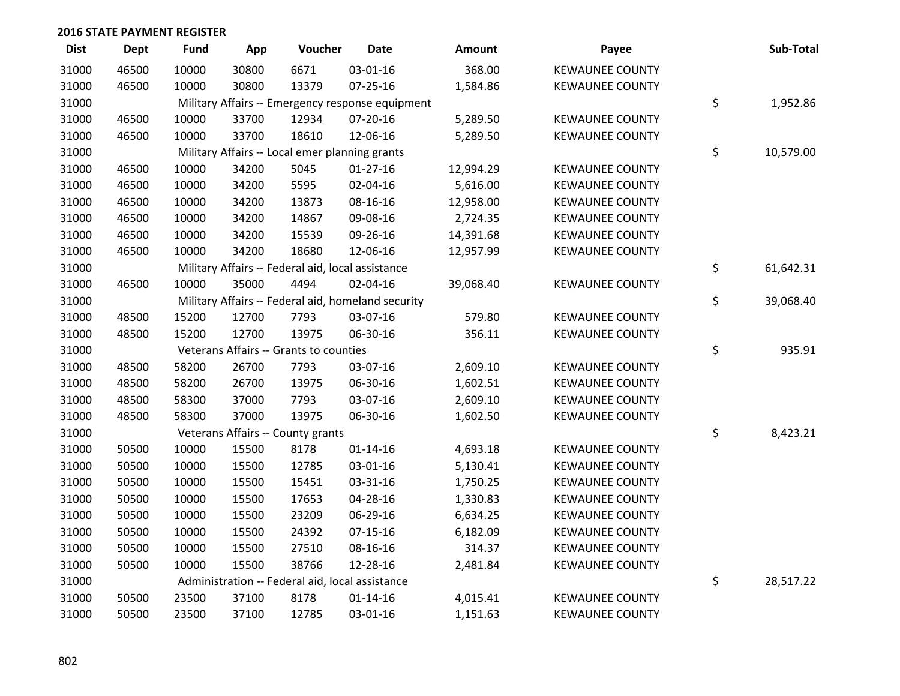## 2016 STATE PAYMENT REGISTER

| Dist | Dept | Fund | App | Voucher | Date | Amount | Payee | Sub-Total |
|---|---|---|---|---|---|---|---|---|
| 31000 | 46500 | 10000 | 30800 | 6671 | 03-01-16 | 368.00 | KEWAUNEE COUNTY | |
| 31000 | 46500 | 10000 | 30800 | 13379 | 07-25-16 | 1,584.86 | KEWAUNEE COUNTY | |
| 31000 | | Military Affairs -- Emergency response equipment | | | | | | $ 1,952.86 |
| 31000 | 46500 | 10000 | 33700 | 12934 | 07-20-16 | 5,289.50 | KEWAUNEE COUNTY | |
| 31000 | 46500 | 10000 | 33700 | 18610 | 12-06-16 | 5,289.50 | KEWAUNEE COUNTY | |
| 31000 | | Military Affairs -- Local emer planning grants | | | | | | $ 10,579.00 |
| 31000 | 46500 | 10000 | 34200 | 5045 | 01-27-16 | 12,994.29 | KEWAUNEE COUNTY | |
| 31000 | 46500 | 10000 | 34200 | 5595 | 02-04-16 | 5,616.00 | KEWAUNEE COUNTY | |
| 31000 | 46500 | 10000 | 34200 | 13873 | 08-16-16 | 12,958.00 | KEWAUNEE COUNTY | |
| 31000 | 46500 | 10000 | 34200 | 14867 | 09-08-16 | 2,724.35 | KEWAUNEE COUNTY | |
| 31000 | 46500 | 10000 | 34200 | 15539 | 09-26-16 | 14,391.68 | KEWAUNEE COUNTY | |
| 31000 | 46500 | 10000 | 34200 | 18680 | 12-06-16 | 12,957.99 | KEWAUNEE COUNTY | |
| 31000 | | Military Affairs -- Federal aid, local assistance | | | | | | $ 61,642.31 |
| 31000 | 46500 | 10000 | 35000 | 4494 | 02-04-16 | 39,068.40 | KEWAUNEE COUNTY | |
| 31000 | | Military Affairs -- Federal aid, homeland security | | | | | | $ 39,068.40 |
| 31000 | 48500 | 15200 | 12700 | 7793 | 03-07-16 | 579.80 | KEWAUNEE COUNTY | |
| 31000 | 48500 | 15200 | 12700 | 13975 | 06-30-16 | 356.11 | KEWAUNEE COUNTY | |
| 31000 | | Veterans Affairs -- Grants to counties | | | | | | $ 935.91 |
| 31000 | 48500 | 58200 | 26700 | 7793 | 03-07-16 | 2,609.10 | KEWAUNEE COUNTY | |
| 31000 | 48500 | 58200 | 26700 | 13975 | 06-30-16 | 1,602.51 | KEWAUNEE COUNTY | |
| 31000 | 48500 | 58300 | 37000 | 7793 | 03-07-16 | 2,609.10 | KEWAUNEE COUNTY | |
| 31000 | 48500 | 58300 | 37000 | 13975 | 06-30-16 | 1,602.50 | KEWAUNEE COUNTY | |
| 31000 | | Veterans Affairs -- County grants | | | | | | $ 8,423.21 |
| 31000 | 50500 | 10000 | 15500 | 8178 | 01-14-16 | 4,693.18 | KEWAUNEE COUNTY | |
| 31000 | 50500 | 10000 | 15500 | 12785 | 03-01-16 | 5,130.41 | KEWAUNEE COUNTY | |
| 31000 | 50500 | 10000 | 15500 | 15451 | 03-31-16 | 1,750.25 | KEWAUNEE COUNTY | |
| 31000 | 50500 | 10000 | 15500 | 17653 | 04-28-16 | 1,330.83 | KEWAUNEE COUNTY | |
| 31000 | 50500 | 10000 | 15500 | 23209 | 06-29-16 | 6,634.25 | KEWAUNEE COUNTY | |
| 31000 | 50500 | 10000 | 15500 | 24392 | 07-15-16 | 6,182.09 | KEWAUNEE COUNTY | |
| 31000 | 50500 | 10000 | 15500 | 27510 | 08-16-16 | 314.37 | KEWAUNEE COUNTY | |
| 31000 | 50500 | 10000 | 15500 | 38766 | 12-28-16 | 2,481.84 | KEWAUNEE COUNTY | |
| 31000 | | Administration -- Federal aid, local assistance | | | | | | $ 28,517.22 |
| 31000 | 50500 | 23500 | 37100 | 8178 | 01-14-16 | 4,015.41 | KEWAUNEE COUNTY | |
| 31000 | 50500 | 23500 | 37100 | 12785 | 03-01-16 | 1,151.63 | KEWAUNEE COUNTY | |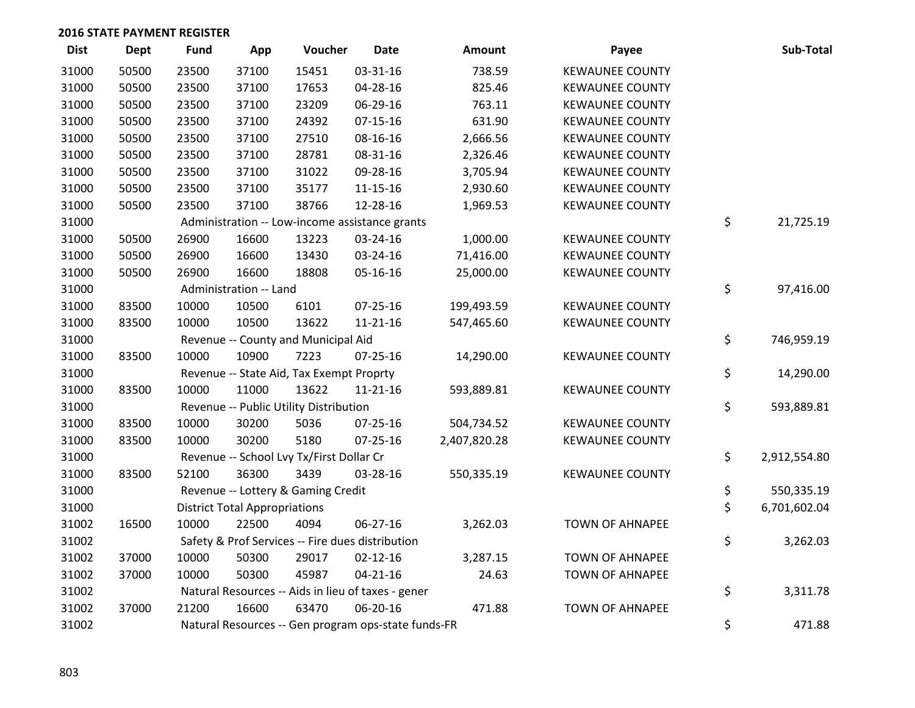## 2016 STATE PAYMENT REGISTER

| Dist | Dept | Fund | App | Voucher | Date | Amount | Payee | Sub-Total |
|---|---|---|---|---|---|---|---|---|
| 31000 | 50500 | 23500 | 37100 | 15451 | 03-31-16 | 738.59 | KEWAUNEE COUNTY | |
| 31000 | 50500 | 23500 | 37100 | 17653 | 04-28-16 | 825.46 | KEWAUNEE COUNTY | |
| 31000 | 50500 | 23500 | 37100 | 23209 | 06-29-16 | 763.11 | KEWAUNEE COUNTY | |
| 31000 | 50500 | 23500 | 37100 | 24392 | 07-15-16 | 631.90 | KEWAUNEE COUNTY | |
| 31000 | 50500 | 23500 | 37100 | 27510 | 08-16-16 | 2,666.56 | KEWAUNEE COUNTY | |
| 31000 | 50500 | 23500 | 37100 | 28781 | 08-31-16 | 2,326.46 | KEWAUNEE COUNTY | |
| 31000 | 50500 | 23500 | 37100 | 31022 | 09-28-16 | 3,705.94 | KEWAUNEE COUNTY | |
| 31000 | 50500 | 23500 | 37100 | 35177 | 11-15-16 | 2,930.60 | KEWAUNEE COUNTY | |
| 31000 | 50500 | 23500 | 37100 | 38766 | 12-28-16 | 1,969.53 | KEWAUNEE COUNTY | |
| 31000 | | Administration -- Low-income assistance grants | | | | | | $ 21,725.19 |
| 31000 | 50500 | 26900 | 16600 | 13223 | 03-24-16 | 1,000.00 | KEWAUNEE COUNTY | |
| 31000 | 50500 | 26900 | 16600 | 13430 | 03-24-16 | 71,416.00 | KEWAUNEE COUNTY | |
| 31000 | 50500 | 26900 | 16600 | 18808 | 05-16-16 | 25,000.00 | KEWAUNEE COUNTY | |
| 31000 | | Administration -- Land | | | | | | $ 97,416.00 |
| 31000 | 83500 | 10000 | 10500 | 6101 | 07-25-16 | 199,493.59 | KEWAUNEE COUNTY | |
| 31000 | 83500 | 10000 | 10500 | 13622 | 11-21-16 | 547,465.60 | KEWAUNEE COUNTY | |
| 31000 | | Revenue -- County and Municipal Aid | | | | | | $ 746,959.19 |
| 31000 | 83500 | 10000 | 10900 | 7223 | 07-25-16 | 14,290.00 | KEWAUNEE COUNTY | |
| 31000 | | Revenue -- State Aid, Tax Exempt Proprty | | | | | | $ 14,290.00 |
| 31000 | 83500 | 10000 | 11000 | 13622 | 11-21-16 | 593,889.81 | KEWAUNEE COUNTY | |
| 31000 | | Revenue -- Public Utility Distribution | | | | | | $ 593,889.81 |
| 31000 | 83500 | 10000 | 30200 | 5036 | 07-25-16 | 504,734.52 | KEWAUNEE COUNTY | |
| 31000 | 83500 | 10000 | 30200 | 5180 | 07-25-16 | 2,407,820.28 | KEWAUNEE COUNTY | |
| 31000 | | Revenue -- School Lvy Tx/First Dollar Cr | | | | | | $ 2,912,554.80 |
| 31000 | 83500 | 52100 | 36300 | 3439 | 03-28-16 | 550,335.19 | KEWAUNEE COUNTY | |
| 31000 | | Revenue -- Lottery & Gaming Credit | | | | | | $ 550,335.19 |
| 31000 | | District Total Appropriations | | | | | | $ 6,701,602.04 |
| 31002 | 16500 | 10000 | 22500 | 4094 | 06-27-16 | 3,262.03 | TOWN OF AHNAPEE | |
| 31002 | | Safety & Prof Services -- Fire dues distribution | | | | | | $ 3,262.03 |
| 31002 | 37000 | 10000 | 50300 | 29017 | 02-12-16 | 3,287.15 | TOWN OF AHNAPEE | |
| 31002 | 37000 | 10000 | 50300 | 45987 | 04-21-16 | 24.63 | TOWN OF AHNAPEE | |
| 31002 | | Natural Resources -- Aids in lieu of taxes - gener | | | | | | $ 3,311.78 |
| 31002 | 37000 | 21200 | 16600 | 63470 | 06-20-16 | 471.88 | TOWN OF AHNAPEE | |
| 31002 | | Natural Resources -- Gen program ops-state funds-FR | | | | | | $ 471.88 |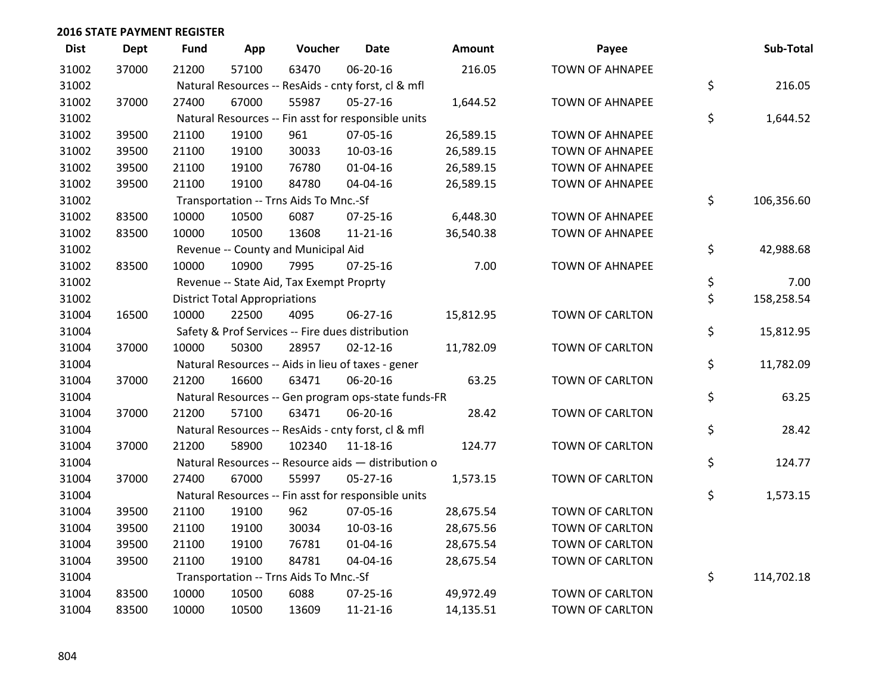## 2016 STATE PAYMENT REGISTER

| Dist | Dept | Fund | App | Voucher | Date | Amount | Payee | Sub-Total |
|---|---|---|---|---|---|---|---|---|
| 31002 | 37000 | 21200 | 57100 | 63470 | 06-20-16 | 216.05 | TOWN OF AHNAPEE | |
| 31002 | | Natural Resources -- ResAids - cnty forst, cl & mfl | | | | | | $ 216.05 |
| 31002 | 37000 | 27400 | 67000 | 55987 | 05-27-16 | 1,644.52 | TOWN OF AHNAPEE | |
| 31002 | | Natural Resources -- Fin asst for responsible units | | | | | | $ 1,644.52 |
| 31002 | 39500 | 21100 | 19100 | 961 | 07-05-16 | 26,589.15 | TOWN OF AHNAPEE | |
| 31002 | 39500 | 21100 | 19100 | 30033 | 10-03-16 | 26,589.15 | TOWN OF AHNAPEE | |
| 31002 | 39500 | 21100 | 19100 | 76780 | 01-04-16 | 26,589.15 | TOWN OF AHNAPEE | |
| 31002 | 39500 | 21100 | 19100 | 84780 | 04-04-16 | 26,589.15 | TOWN OF AHNAPEE | |
| 31002 | | Transportation -- Trns Aids To Mnc.-Sf | | | | | | $ 106,356.60 |
| 31002 | 83500 | 10000 | 10500 | 6087 | 07-25-16 | 6,448.30 | TOWN OF AHNAPEE | |
| 31002 | 83500 | 10000 | 10500 | 13608 | 11-21-16 | 36,540.38 | TOWN OF AHNAPEE | |
| 31002 | | Revenue -- County and Municipal Aid | | | | | | $ 42,988.68 |
| 31002 | 83500 | 10000 | 10900 | 7995 | 07-25-16 | 7.00 | TOWN OF AHNAPEE | |
| 31002 | | Revenue -- State Aid, Tax Exempt Proprty | | | | | | $ 7.00 |
| 31002 | | District Total Appropriations | | | | | | $ 158,258.54 |
| 31004 | 16500 | 10000 | 22500 | 4095 | 06-27-16 | 15,812.95 | TOWN OF CARLTON | |
| 31004 | | Safety & Prof Services -- Fire dues distribution | | | | | | $ 15,812.95 |
| 31004 | 37000 | 10000 | 50300 | 28957 | 02-12-16 | 11,782.09 | TOWN OF CARLTON | |
| 31004 | | Natural Resources -- Aids in lieu of taxes - gener | | | | | | $ 11,782.09 |
| 31004 | 37000 | 21200 | 16600 | 63471 | 06-20-16 | 63.25 | TOWN OF CARLTON | |
| 31004 | | Natural Resources -- Gen program ops-state funds-FR | | | | | | $ 63.25 |
| 31004 | 37000 | 21200 | 57100 | 63471 | 06-20-16 | 28.42 | TOWN OF CARLTON | |
| 31004 | | Natural Resources -- ResAids - cnty forst, cl & mfl | | | | | | $ 28.42 |
| 31004 | 37000 | 21200 | 58900 | 102340 | 11-18-16 | 124.77 | TOWN OF CARLTON | |
| 31004 | | Natural Resources -- Resource aids — distribution o | | | | | | $ 124.77 |
| 31004 | 37000 | 27400 | 67000 | 55997 | 05-27-16 | 1,573.15 | TOWN OF CARLTON | |
| 31004 | | Natural Resources -- Fin asst for responsible units | | | | | | $ 1,573.15 |
| 31004 | 39500 | 21100 | 19100 | 962 | 07-05-16 | 28,675.54 | TOWN OF CARLTON | |
| 31004 | 39500 | 21100 | 19100 | 30034 | 10-03-16 | 28,675.56 | TOWN OF CARLTON | |
| 31004 | 39500 | 21100 | 19100 | 76781 | 01-04-16 | 28,675.54 | TOWN OF CARLTON | |
| 31004 | 39500 | 21100 | 19100 | 84781 | 04-04-16 | 28,675.54 | TOWN OF CARLTON | |
| 31004 | | Transportation -- Trns Aids To Mnc.-Sf | | | | | | $ 114,702.18 |
| 31004 | 83500 | 10000 | 10500 | 6088 | 07-25-16 | 49,972.49 | TOWN OF CARLTON | |
| 31004 | 83500 | 10000 | 10500 | 13609 | 11-21-16 | 14,135.51 | TOWN OF CARLTON | |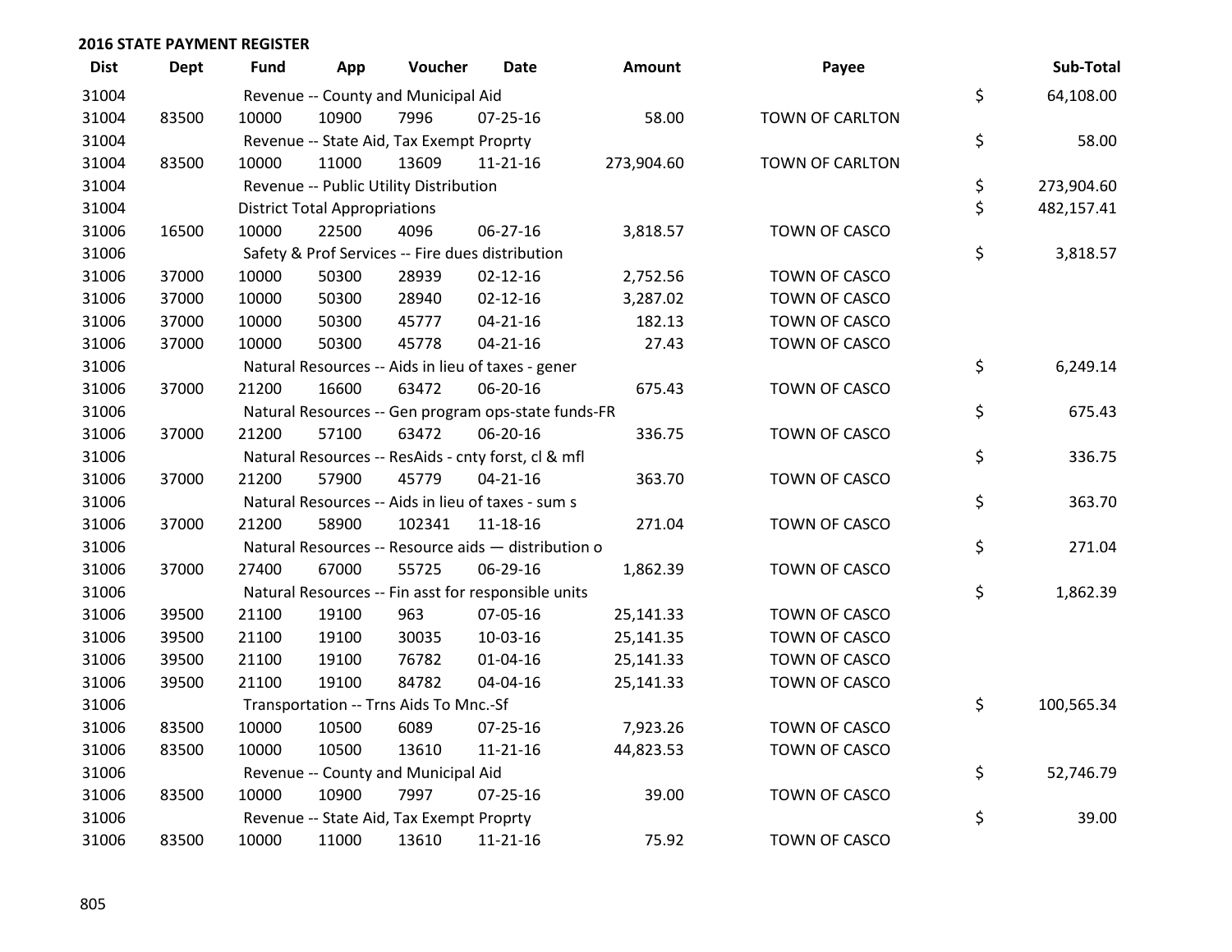## 2016 STATE PAYMENT REGISTER

| Dist | Dept | Fund | App | Voucher | Date | Amount | Payee | Sub-Total |
|---|---|---|---|---|---|---|---|---|
| 31004 | | Revenue -- County and Municipal Aid | | | | | | $ 64,108.00 |
| 31004 | 83500 | 10000 | 10900 | 7996 | 07-25-16 | 58.00 | TOWN OF CARLTON | |
| 31004 | | Revenue -- State Aid, Tax Exempt Proprty | | | | | | $ 58.00 |
| 31004 | 83500 | 10000 | 11000 | 13609 | 11-21-16 | 273,904.60 | TOWN OF CARLTON | |
| 31004 | | Revenue -- Public Utility Distribution | | | | | | $ 273,904.60 |
| 31004 | | District Total Appropriations | | | | | | $ 482,157.41 |
| 31006 | 16500 | 10000 | 22500 | 4096 | 06-27-16 | 3,818.57 | TOWN OF CASCO | |
| 31006 | | Safety & Prof Services -- Fire dues distribution | | | | | | $ 3,818.57 |
| 31006 | 37000 | 10000 | 50300 | 28939 | 02-12-16 | 2,752.56 | TOWN OF CASCO | |
| 31006 | 37000 | 10000 | 50300 | 28940 | 02-12-16 | 3,287.02 | TOWN OF CASCO | |
| 31006 | 37000 | 10000 | 50300 | 45777 | 04-21-16 | 182.13 | TOWN OF CASCO | |
| 31006 | 37000 | 10000 | 50300 | 45778 | 04-21-16 | 27.43 | TOWN OF CASCO | |
| 31006 | | Natural Resources -- Aids in lieu of taxes - gener | | | | | | $ 6,249.14 |
| 31006 | 37000 | 21200 | 16600 | 63472 | 06-20-16 | 675.43 | TOWN OF CASCO | |
| 31006 | | Natural Resources -- Gen program ops-state funds-FR | | | | | | $ 675.43 |
| 31006 | 37000 | 21200 | 57100 | 63472 | 06-20-16 | 336.75 | TOWN OF CASCO | |
| 31006 | | Natural Resources -- ResAids - cnty forst, cl & mfl | | | | | | $ 336.75 |
| 31006 | 37000 | 21200 | 57900 | 45779 | 04-21-16 | 363.70 | TOWN OF CASCO | |
| 31006 | | Natural Resources -- Aids in lieu of taxes - sum s | | | | | | $ 363.70 |
| 31006 | 37000 | 21200 | 58900 | 102341 | 11-18-16 | 271.04 | TOWN OF CASCO | |
| 31006 | | Natural Resources -- Resource aids — distribution o | | | | | | $ 271.04 |
| 31006 | 37000 | 27400 | 67000 | 55725 | 06-29-16 | 1,862.39 | TOWN OF CASCO | |
| 31006 | | Natural Resources -- Fin asst for responsible units | | | | | | $ 1,862.39 |
| 31006 | 39500 | 21100 | 19100 | 963 | 07-05-16 | 25,141.33 | TOWN OF CASCO | |
| 31006 | 39500 | 21100 | 19100 | 30035 | 10-03-16 | 25,141.35 | TOWN OF CASCO | |
| 31006 | 39500 | 21100 | 19100 | 76782 | 01-04-16 | 25,141.33 | TOWN OF CASCO | |
| 31006 | 39500 | 21100 | 19100 | 84782 | 04-04-16 | 25,141.33 | TOWN OF CASCO | |
| 31006 | | Transportation -- Trns Aids To Mnc.-Sf | | | | | | $ 100,565.34 |
| 31006 | 83500 | 10000 | 10500 | 6089 | 07-25-16 | 7,923.26 | TOWN OF CASCO | |
| 31006 | 83500 | 10000 | 10500 | 13610 | 11-21-16 | 44,823.53 | TOWN OF CASCO | |
| 31006 | | Revenue -- County and Municipal Aid | | | | | | $ 52,746.79 |
| 31006 | 83500 | 10000 | 10900 | 7997 | 07-25-16 | 39.00 | TOWN OF CASCO | |
| 31006 | | Revenue -- State Aid, Tax Exempt Proprty | | | | | | $ 39.00 |
| 31006 | 83500 | 10000 | 11000 | 13610 | 11-21-16 | 75.92 | TOWN OF CASCO | |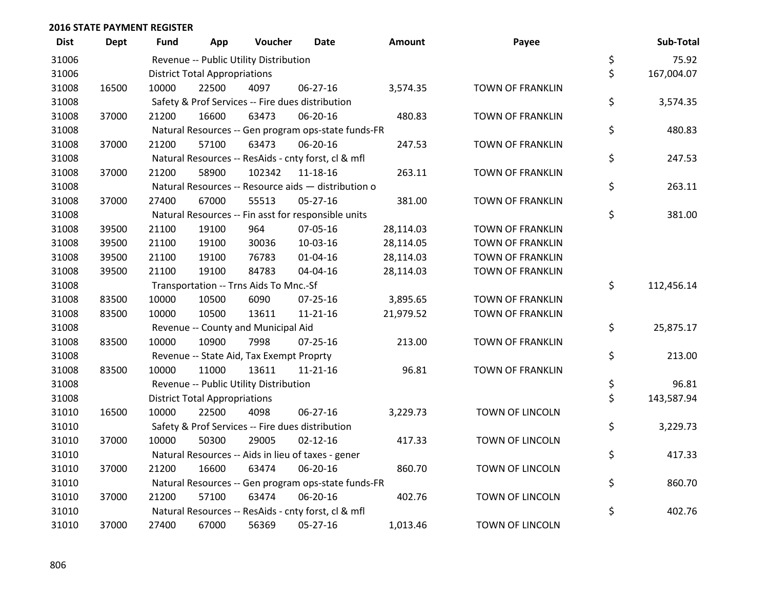## 2016 STATE PAYMENT REGISTER

| Dist | Dept | Fund | App | Voucher | Date | Amount | Payee | | Sub-Total |
|---|---|---|---|---|---|---|---|---|---|
| 31006 | | Revenue -- Public Utility Distribution | | | | | | $ | 75.92 |
| 31006 | | District Total Appropriations | | | | | | $ | 167,004.07 |
| 31008 | 16500 | 10000 | 22500 | 4097 | 06-27-16 | 3,574.35 | TOWN OF FRANKLIN | | |
| 31008 | | Safety & Prof Services -- Fire dues distribution | | | | | | $ | 3,574.35 |
| 31008 | 37000 | 21200 | 16600 | 63473 | 06-20-16 | 480.83 | TOWN OF FRANKLIN | | |
| 31008 | | Natural Resources -- Gen program ops-state funds-FR | | | | | | $ | 480.83 |
| 31008 | 37000 | 21200 | 57100 | 63473 | 06-20-16 | 247.53 | TOWN OF FRANKLIN | | |
| 31008 | | Natural Resources -- ResAids - cnty forst, cl & mfl | | | | | | $ | 247.53 |
| 31008 | 37000 | 21200 | 58900 | 102342 | 11-18-16 | 263.11 | TOWN OF FRANKLIN | | |
| 31008 | | Natural Resources -- Resource aids — distribution o | | | | | | $ | 263.11 |
| 31008 | 37000 | 27400 | 67000 | 55513 | 05-27-16 | 381.00 | TOWN OF FRANKLIN | | |
| 31008 | | Natural Resources -- Fin asst for responsible units | | | | | | $ | 381.00 |
| 31008 | 39500 | 21100 | 19100 | 964 | 07-05-16 | 28,114.03 | TOWN OF FRANKLIN | | |
| 31008 | 39500 | 21100 | 19100 | 30036 | 10-03-16 | 28,114.05 | TOWN OF FRANKLIN | | |
| 31008 | 39500 | 21100 | 19100 | 76783 | 01-04-16 | 28,114.03 | TOWN OF FRANKLIN | | |
| 31008 | 39500 | 21100 | 19100 | 84783 | 04-04-16 | 28,114.03 | TOWN OF FRANKLIN | | |
| 31008 | | Transportation -- Trns Aids To Mnc.-Sf | | | | | | $ | 112,456.14 |
| 31008 | 83500 | 10000 | 10500 | 6090 | 07-25-16 | 3,895.65 | TOWN OF FRANKLIN | | |
| 31008 | 83500 | 10000 | 10500 | 13611 | 11-21-16 | 21,979.52 | TOWN OF FRANKLIN | | |
| 31008 | | Revenue -- County and Municipal Aid | | | | | | $ | 25,875.17 |
| 31008 | 83500 | 10000 | 10900 | 7998 | 07-25-16 | 213.00 | TOWN OF FRANKLIN | | |
| 31008 | | Revenue -- State Aid, Tax Exempt Proprty | | | | | | $ | 213.00 |
| 31008 | 83500 | 10000 | 11000 | 13611 | 11-21-16 | 96.81 | TOWN OF FRANKLIN | | |
| 31008 | | Revenue -- Public Utility Distribution | | | | | | $ | 96.81 |
| 31008 | | District Total Appropriations | | | | | | $ | 143,587.94 |
| 31010 | 16500 | 10000 | 22500 | 4098 | 06-27-16 | 3,229.73 | TOWN OF LINCOLN | | |
| 31010 | | Safety & Prof Services -- Fire dues distribution | | | | | | $ | 3,229.73 |
| 31010 | 37000 | 10000 | 50300 | 29005 | 02-12-16 | 417.33 | TOWN OF LINCOLN | | |
| 31010 | | Natural Resources -- Aids in lieu of taxes - gener | | | | | | $ | 417.33 |
| 31010 | 37000 | 21200 | 16600 | 63474 | 06-20-16 | 860.70 | TOWN OF LINCOLN | | |
| 31010 | | Natural Resources -- Gen program ops-state funds-FR | | | | | | $ | 860.70 |
| 31010 | 37000 | 21200 | 57100 | 63474 | 06-20-16 | 402.76 | TOWN OF LINCOLN | | |
| 31010 | | Natural Resources -- ResAids - cnty forst, cl & mfl | | | | | | $ | 402.76 |
| 31010 | 37000 | 27400 | 67000 | 56369 | 05-27-16 | 1,013.46 | TOWN OF LINCOLN | | |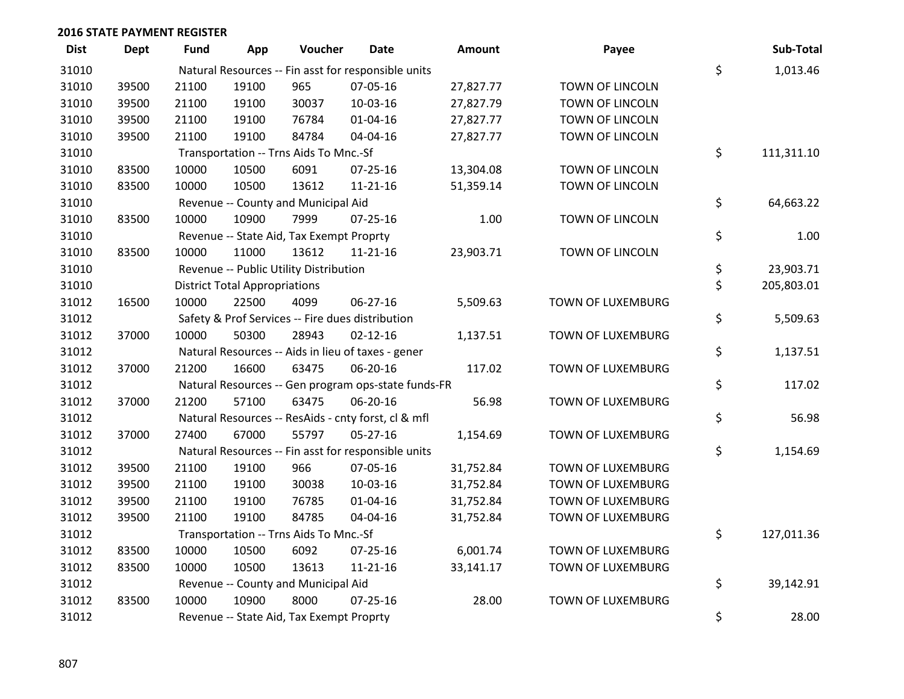## 2016 STATE PAYMENT REGISTER

| Dist | Dept | Fund | App | Voucher | Date | Amount | Payee | | Sub-Total |
|---|---|---|---|---|---|---|---|---|---|
| 31010 | | Natural Resources -- Fin asst for responsible units | | | | | | $ | 1,013.46 |
| 31010 | 39500 | 21100 | 19100 | 965 | 07-05-16 | 27,827.77 | TOWN OF LINCOLN | | |
| 31010 | 39500 | 21100 | 19100 | 30037 | 10-03-16 | 27,827.79 | TOWN OF LINCOLN | | |
| 31010 | 39500 | 21100 | 19100 | 76784 | 01-04-16 | 27,827.77 | TOWN OF LINCOLN | | |
| 31010 | 39500 | 21100 | 19100 | 84784 | 04-04-16 | 27,827.77 | TOWN OF LINCOLN | | |
| 31010 | | Transportation -- Trns Aids To Mnc.-Sf | | | | | | $ | 111,311.10 |
| 31010 | 83500 | 10000 | 10500 | 6091 | 07-25-16 | 13,304.08 | TOWN OF LINCOLN | | |
| 31010 | 83500 | 10000 | 10500 | 13612 | 11-21-16 | 51,359.14 | TOWN OF LINCOLN | | |
| 31010 | | Revenue -- County and Municipal Aid | | | | | | $ | 64,663.22 |
| 31010 | 83500 | 10000 | 10900 | 7999 | 07-25-16 | 1.00 | TOWN OF LINCOLN | | |
| 31010 | | Revenue -- State Aid, Tax Exempt Proprty | | | | | | $ | 1.00 |
| 31010 | 83500 | 10000 | 11000 | 13612 | 11-21-16 | 23,903.71 | TOWN OF LINCOLN | | |
| 31010 | | Revenue -- Public Utility Distribution | | | | | | $ | 23,903.71 |
| 31010 | | District Total Appropriations | | | | | | $ | 205,803.01 |
| 31012 | 16500 | 10000 | 22500 | 4099 | 06-27-16 | 5,509.63 | TOWN OF LUXEMBURG | | |
| 31012 | | Safety & Prof Services -- Fire dues distribution | | | | | | $ | 5,509.63 |
| 31012 | 37000 | 10000 | 50300 | 28943 | 02-12-16 | 1,137.51 | TOWN OF LUXEMBURG | | |
| 31012 | | Natural Resources -- Aids in lieu of taxes - gener | | | | | | $ | 1,137.51 |
| 31012 | 37000 | 21200 | 16600 | 63475 | 06-20-16 | 117.02 | TOWN OF LUXEMBURG | | |
| 31012 | | Natural Resources -- Gen program ops-state funds-FR | | | | | | $ | 117.02 |
| 31012 | 37000 | 21200 | 57100 | 63475 | 06-20-16 | 56.98 | TOWN OF LUXEMBURG | | |
| 31012 | | Natural Resources -- ResAids - cnty forst, cl & mfl | | | | | | $ | 56.98 |
| 31012 | 37000 | 27400 | 67000 | 55797 | 05-27-16 | 1,154.69 | TOWN OF LUXEMBURG | | |
| 31012 | | Natural Resources -- Fin asst for responsible units | | | | | | $ | 1,154.69 |
| 31012 | 39500 | 21100 | 19100 | 966 | 07-05-16 | 31,752.84 | TOWN OF LUXEMBURG | | |
| 31012 | 39500 | 21100 | 19100 | 30038 | 10-03-16 | 31,752.84 | TOWN OF LUXEMBURG | | |
| 31012 | 39500 | 21100 | 19100 | 76785 | 01-04-16 | 31,752.84 | TOWN OF LUXEMBURG | | |
| 31012 | 39500 | 21100 | 19100 | 84785 | 04-04-16 | 31,752.84 | TOWN OF LUXEMBURG | | |
| 31012 | | Transportation -- Trns Aids To Mnc.-Sf | | | | | | $ | 127,011.36 |
| 31012 | 83500 | 10000 | 10500 | 6092 | 07-25-16 | 6,001.74 | TOWN OF LUXEMBURG | | |
| 31012 | 83500 | 10000 | 10500 | 13613 | 11-21-16 | 33,141.17 | TOWN OF LUXEMBURG | | |
| 31012 | | Revenue -- County and Municipal Aid | | | | | | $ | 39,142.91 |
| 31012 | 83500 | 10000 | 10900 | 8000 | 07-25-16 | 28.00 | TOWN OF LUXEMBURG | | |
| 31012 | | Revenue -- State Aid, Tax Exempt Proprty | | | | | | $ | 28.00 |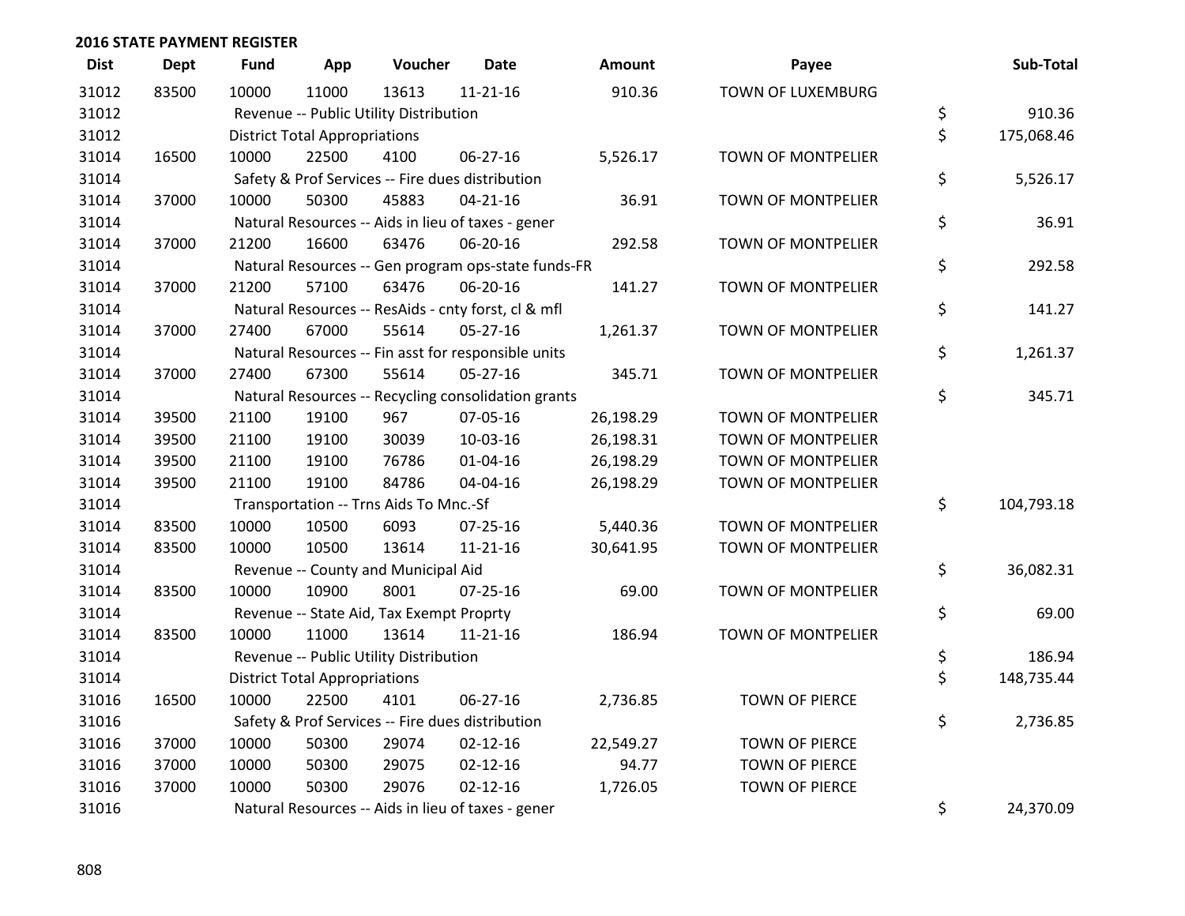## 2016 STATE PAYMENT REGISTER

| Dist | Dept | Fund | App | Voucher | Date | Amount | Payee | Sub-Total |
|---|---|---|---|---|---|---|---|---|
| 31012 | 83500 | 10000 | 11000 | 13613 | 11-21-16 | 910.36 | TOWN OF LUXEMBURG | |
| 31012 | | Revenue -- Public Utility Distribution | | | | | | $ 910.36 |
| 31012 | | District Total Appropriations | | | | | | $ 175,068.46 |
| 31014 | 16500 | 10000 | 22500 | 4100 | 06-27-16 | 5,526.17 | TOWN OF MONTPELIER | |
| 31014 | | Safety & Prof Services -- Fire dues distribution | | | | | | $ 5,526.17 |
| 31014 | 37000 | 10000 | 50300 | 45883 | 04-21-16 | 36.91 | TOWN OF MONTPELIER | |
| 31014 | | Natural Resources -- Aids in lieu of taxes - gener | | | | | | $ 36.91 |
| 31014 | 37000 | 21200 | 16600 | 63476 | 06-20-16 | 292.58 | TOWN OF MONTPELIER | |
| 31014 | | Natural Resources -- Gen program ops-state funds-FR | | | | | | $ 292.58 |
| 31014 | 37000 | 21200 | 57100 | 63476 | 06-20-16 | 141.27 | TOWN OF MONTPELIER | |
| 31014 | | Natural Resources -- ResAids - cnty forst, cl & mfl | | | | | | $ 141.27 |
| 31014 | 37000 | 27400 | 67000 | 55614 | 05-27-16 | 1,261.37 | TOWN OF MONTPELIER | |
| 31014 | | Natural Resources -- Fin asst for responsible units | | | | | | $ 1,261.37 |
| 31014 | 37000 | 27400 | 67300 | 55614 | 05-27-16 | 345.71 | TOWN OF MONTPELIER | |
| 31014 | | Natural Resources -- Recycling consolidation grants | | | | | | $ 345.71 |
| 31014 | 39500 | 21100 | 19100 | 967 | 07-05-16 | 26,198.29 | TOWN OF MONTPELIER | |
| 31014 | 39500 | 21100 | 19100 | 30039 | 10-03-16 | 26,198.31 | TOWN OF MONTPELIER | |
| 31014 | 39500 | 21100 | 19100 | 76786 | 01-04-16 | 26,198.29 | TOWN OF MONTPELIER | |
| 31014 | 39500 | 21100 | 19100 | 84786 | 04-04-16 | 26,198.29 | TOWN OF MONTPELIER | |
| 31014 | | Transportation -- Trns Aids To Mnc.-Sf | | | | | | $ 104,793.18 |
| 31014 | 83500 | 10000 | 10500 | 6093 | 07-25-16 | 5,440.36 | TOWN OF MONTPELIER | |
| 31014 | 83500 | 10000 | 10500 | 13614 | 11-21-16 | 30,641.95 | TOWN OF MONTPELIER | |
| 31014 | | Revenue -- County and Municipal Aid | | | | | | $ 36,082.31 |
| 31014 | 83500 | 10000 | 10900 | 8001 | 07-25-16 | 69.00 | TOWN OF MONTPELIER | |
| 31014 | | Revenue -- State Aid, Tax Exempt Proprty | | | | | | $ 69.00 |
| 31014 | 83500 | 10000 | 11000 | 13614 | 11-21-16 | 186.94 | TOWN OF MONTPELIER | |
| 31014 | | Revenue -- Public Utility Distribution | | | | | | $ 186.94 |
| 31014 | | District Total Appropriations | | | | | | $ 148,735.44 |
| 31016 | 16500 | 10000 | 22500 | 4101 | 06-27-16 | 2,736.85 | TOWN OF PIERCE | |
| 31016 | | Safety & Prof Services -- Fire dues distribution | | | | | | $ 2,736.85 |
| 31016 | 37000 | 10000 | 50300 | 29074 | 02-12-16 | 22,549.27 | TOWN OF PIERCE | |
| 31016 | 37000 | 10000 | 50300 | 29075 | 02-12-16 | 94.77 | TOWN OF PIERCE | |
| 31016 | 37000 | 10000 | 50300 | 29076 | 02-12-16 | 1,726.05 | TOWN OF PIERCE | |
| 31016 | | Natural Resources -- Aids in lieu of taxes - gener | | | | | | $ 24,370.09 |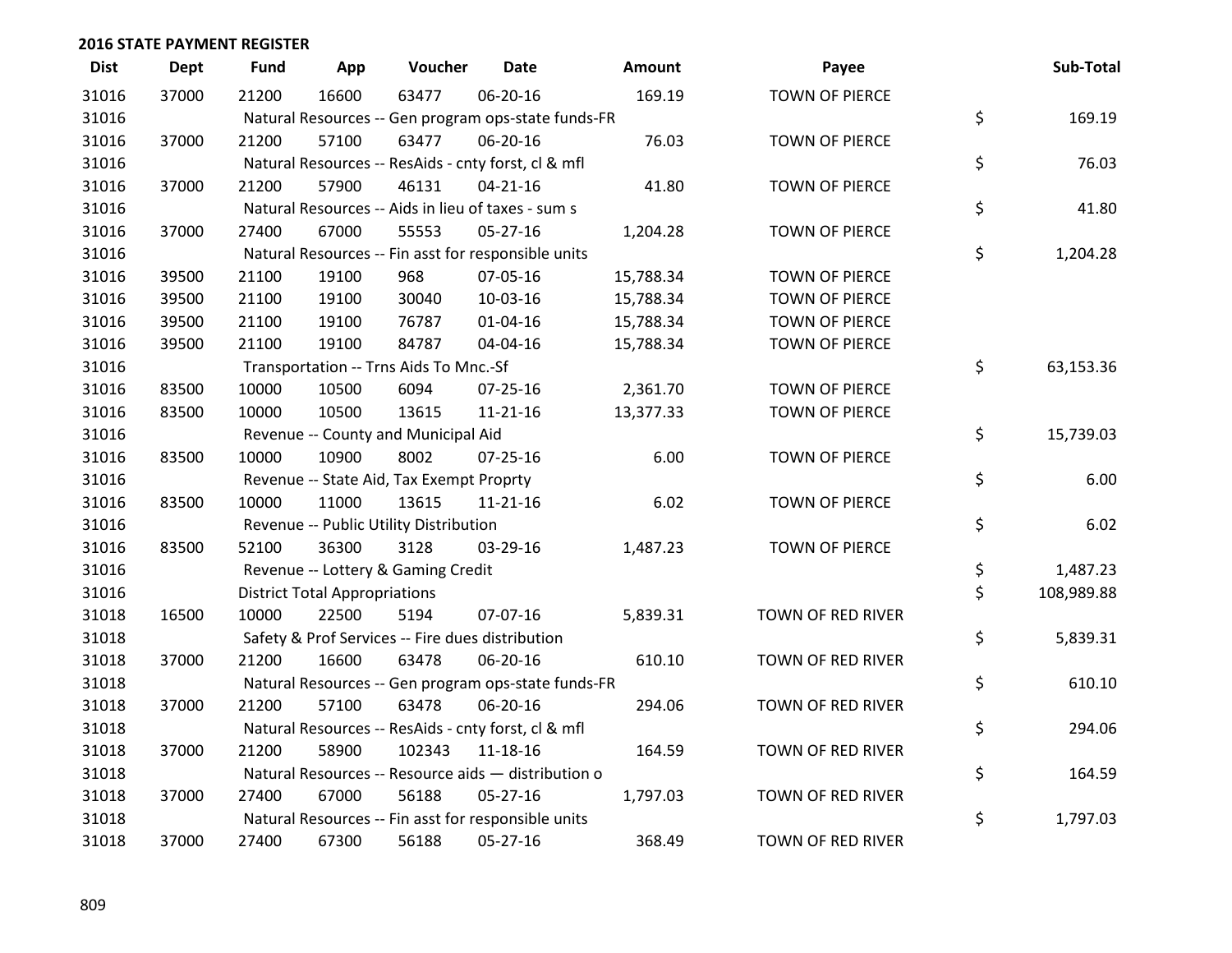## 2016 STATE PAYMENT REGISTER

| Dist | Dept | Fund | App | Voucher | Date | Amount | Payee | Sub-Total |
|---|---|---|---|---|---|---|---|---|
| 31016 | 37000 | 21200 | 16600 | 63477 | 06-20-16 | 169.19 | TOWN OF PIERCE | |
| 31016 | | Natural Resources -- Gen program ops-state funds-FR | | | | | | $ 169.19 |
| 31016 | 37000 | 21200 | 57100 | 63477 | 06-20-16 | 76.03 | TOWN OF PIERCE | |
| 31016 | | Natural Resources -- ResAids - cnty forst, cl & mfl | | | | | | $ 76.03 |
| 31016 | 37000 | 21200 | 57900 | 46131 | 04-21-16 | 41.80 | TOWN OF PIERCE | |
| 31016 | | Natural Resources -- Aids in lieu of taxes - sum s | | | | | | $ 41.80 |
| 31016 | 37000 | 27400 | 67000 | 55553 | 05-27-16 | 1,204.28 | TOWN OF PIERCE | |
| 31016 | | Natural Resources -- Fin asst for responsible units | | | | | | $ 1,204.28 |
| 31016 | 39500 | 21100 | 19100 | 968 | 07-05-16 | 15,788.34 | TOWN OF PIERCE | |
| 31016 | 39500 | 21100 | 19100 | 30040 | 10-03-16 | 15,788.34 | TOWN OF PIERCE | |
| 31016 | 39500 | 21100 | 19100 | 76787 | 01-04-16 | 15,788.34 | TOWN OF PIERCE | |
| 31016 | 39500 | 21100 | 19100 | 84787 | 04-04-16 | 15,788.34 | TOWN OF PIERCE | |
| 31016 | | Transportation -- Trns Aids To Mnc.-Sf | | | | | | $ 63,153.36 |
| 31016 | 83500 | 10000 | 10500 | 6094 | 07-25-16 | 2,361.70 | TOWN OF PIERCE | |
| 31016 | 83500 | 10000 | 10500 | 13615 | 11-21-16 | 13,377.33 | TOWN OF PIERCE | |
| 31016 | | Revenue -- County and Municipal Aid | | | | | | $ 15,739.03 |
| 31016 | 83500 | 10000 | 10900 | 8002 | 07-25-16 | 6.00 | TOWN OF PIERCE | |
| 31016 | | Revenue -- State Aid, Tax Exempt Proprty | | | | | | $ 6.00 |
| 31016 | 83500 | 10000 | 11000 | 13615 | 11-21-16 | 6.02 | TOWN OF PIERCE | |
| 31016 | | Revenue -- Public Utility Distribution | | | | | | $ 6.02 |
| 31016 | 83500 | 52100 | 36300 | 3128 | 03-29-16 | 1,487.23 | TOWN OF PIERCE | |
| 31016 | | Revenue -- Lottery & Gaming Credit | | | | | | $ 1,487.23 |
| 31016 | | District Total Appropriations | | | | | | $ 108,989.88 |
| 31018 | 16500 | 10000 | 22500 | 5194 | 07-07-16 | 5,839.31 | TOWN OF RED RIVER | |
| 31018 | | Safety & Prof Services -- Fire dues distribution | | | | | | $ 5,839.31 |
| 31018 | 37000 | 21200 | 16600 | 63478 | 06-20-16 | 610.10 | TOWN OF RED RIVER | |
| 31018 | | Natural Resources -- Gen program ops-state funds-FR | | | | | | $ 610.10 |
| 31018 | 37000 | 21200 | 57100 | 63478 | 06-20-16 | 294.06 | TOWN OF RED RIVER | |
| 31018 | | Natural Resources -- ResAids - cnty forst, cl & mfl | | | | | | $ 294.06 |
| 31018 | 37000 | 21200 | 58900 | 102343 | 11-18-16 | 164.59 | TOWN OF RED RIVER | |
| 31018 | | Natural Resources -- Resource aids — distribution o | | | | | | $ 164.59 |
| 31018 | 37000 | 27400 | 67000 | 56188 | 05-27-16 | 1,797.03 | TOWN OF RED RIVER | |
| 31018 | | Natural Resources -- Fin asst for responsible units | | | | | | $ 1,797.03 |
| 31018 | 37000 | 27400 | 67300 | 56188 | 05-27-16 | 368.49 | TOWN OF RED RIVER | |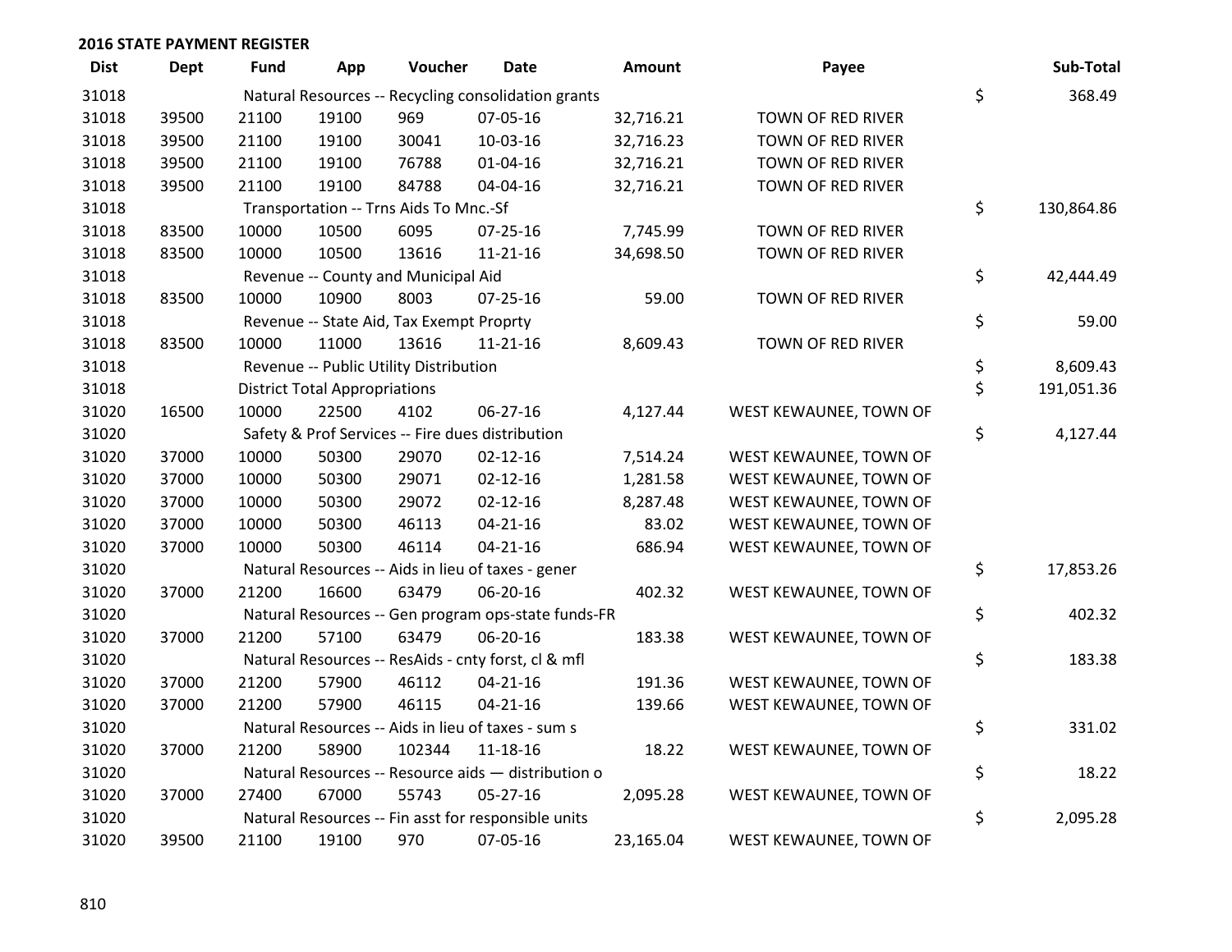**2016 STATE PAYMENT REGISTER**

| Dist | Dept | Fund | App | Voucher | Date | Amount | Payee | | Sub-Total |
|---|---|---|---|---|---|---|---|---|---|
| 31018 | | Natural Resources -- Recycling consolidation grants | | | | | | $ | 368.49 |
| 31018 | 39500 | 21100 | 19100 | 969 | 07-05-16 | 32,716.21 | TOWN OF RED RIVER | | |
| 31018 | 39500 | 21100 | 19100 | 30041 | 10-03-16 | 32,716.23 | TOWN OF RED RIVER | | |
| 31018 | 39500 | 21100 | 19100 | 76788 | 01-04-16 | 32,716.21 | TOWN OF RED RIVER | | |
| 31018 | 39500 | 21100 | 19100 | 84788 | 04-04-16 | 32,716.21 | TOWN OF RED RIVER | | |
| 31018 | | Transportation -- Trns Aids To Mnc.-Sf | | | | | | $ | 130,864.86 |
| 31018 | 83500 | 10000 | 10500 | 6095 | 07-25-16 | 7,745.99 | TOWN OF RED RIVER | | |
| 31018 | 83500 | 10000 | 10500 | 13616 | 11-21-16 | 34,698.50 | TOWN OF RED RIVER | | |
| 31018 | | Revenue -- County and Municipal Aid | | | | | | $ | 42,444.49 |
| 31018 | 83500 | 10000 | 10900 | 8003 | 07-25-16 | 59.00 | TOWN OF RED RIVER | | |
| 31018 | | Revenue -- State Aid, Tax Exempt Proprty | | | | | | $ | 59.00 |
| 31018 | 83500 | 10000 | 11000 | 13616 | 11-21-16 | 8,609.43 | TOWN OF RED RIVER | | |
| 31018 | | Revenue -- Public Utility Distribution | | | | | | $ | 8,609.43 |
| 31018 | | District Total Appropriations | | | | | | $ | 191,051.36 |
| 31020 | 16500 | 10000 | 22500 | 4102 | 06-27-16 | 4,127.44 | WEST KEWAUNEE, TOWN OF | | |
| 31020 | | Safety & Prof Services -- Fire dues distribution | | | | | | $ | 4,127.44 |
| 31020 | 37000 | 10000 | 50300 | 29070 | 02-12-16 | 7,514.24 | WEST KEWAUNEE, TOWN OF | | |
| 31020 | 37000 | 10000 | 50300 | 29071 | 02-12-16 | 1,281.58 | WEST KEWAUNEE, TOWN OF | | |
| 31020 | 37000 | 10000 | 50300 | 29072 | 02-12-16 | 8,287.48 | WEST KEWAUNEE, TOWN OF | | |
| 31020 | 37000 | 10000 | 50300 | 46113 | 04-21-16 | 83.02 | WEST KEWAUNEE, TOWN OF | | |
| 31020 | 37000 | 10000 | 50300 | 46114 | 04-21-16 | 686.94 | WEST KEWAUNEE, TOWN OF | | |
| 31020 | | Natural Resources -- Aids in lieu of taxes - gener | | | | | | $ | 17,853.26 |
| 31020 | 37000 | 21200 | 16600 | 63479 | 06-20-16 | 402.32 | WEST KEWAUNEE, TOWN OF | | |
| 31020 | | Natural Resources -- Gen program ops-state funds-FR | | | | | | $ | 402.32 |
| 31020 | 37000 | 21200 | 57100 | 63479 | 06-20-16 | 183.38 | WEST KEWAUNEE, TOWN OF | | |
| 31020 | | Natural Resources -- ResAids - cnty forst, cl & mfl | | | | | | $ | 183.38 |
| 31020 | 37000 | 21200 | 57900 | 46112 | 04-21-16 | 191.36 | WEST KEWAUNEE, TOWN OF | | |
| 31020 | 37000 | 21200 | 57900 | 46115 | 04-21-16 | 139.66 | WEST KEWAUNEE, TOWN OF | | |
| 31020 | | Natural Resources -- Aids in lieu of taxes - sum s | | | | | | $ | 331.02 |
| 31020 | 37000 | 21200 | 58900 | 102344 | 11-18-16 | 18.22 | WEST KEWAUNEE, TOWN OF | | |
| 31020 | | Natural Resources -- Resource aids — distribution o | | | | | | $ | 18.22 |
| 31020 | 37000 | 27400 | 67000 | 55743 | 05-27-16 | 2,095.28 | WEST KEWAUNEE, TOWN OF | | |
| 31020 | | Natural Resources -- Fin asst for responsible units | | | | | | $ | 2,095.28 |
| 31020 | 39500 | 21100 | 19100 | 970 | 07-05-16 | 23,165.04 | WEST KEWAUNEE, TOWN OF | | |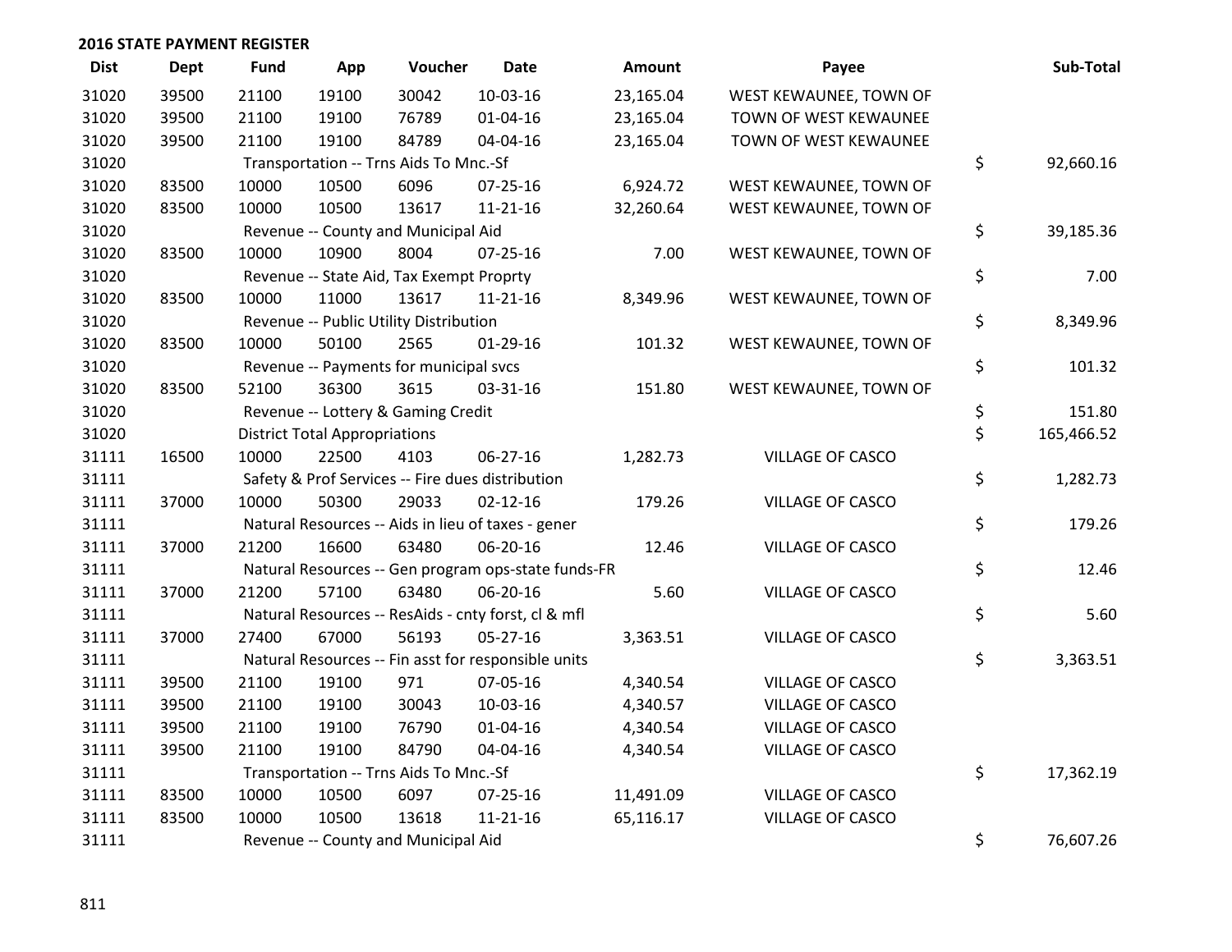## 2016 STATE PAYMENT REGISTER

| Dist | Dept | Fund | App | Voucher | Date | Amount | Payee | Sub-Total |
|---|---|---|---|---|---|---|---|---|
| 31020 | 39500 | 21100 | 19100 | 30042 | 10-03-16 | 23,165.04 | WEST KEWAUNEE, TOWN OF | |
| 31020 | 39500 | 21100 | 19100 | 76789 | 01-04-16 | 23,165.04 | TOWN OF WEST KEWAUNEE | |
| 31020 | 39500 | 21100 | 19100 | 84789 | 04-04-16 | 23,165.04 | TOWN OF WEST KEWAUNEE | |
| 31020 | | Transportation -- Trns Aids To Mnc.-Sf | | | | | | $ 92,660.16 |
| 31020 | 83500 | 10000 | 10500 | 6096 | 07-25-16 | 6,924.72 | WEST KEWAUNEE, TOWN OF | |
| 31020 | 83500 | 10000 | 10500 | 13617 | 11-21-16 | 32,260.64 | WEST KEWAUNEE, TOWN OF | |
| 31020 | | Revenue -- County and Municipal Aid | | | | | | $ 39,185.36 |
| 31020 | 83500 | 10000 | 10900 | 8004 | 07-25-16 | 7.00 | WEST KEWAUNEE, TOWN OF | |
| 31020 | | Revenue -- State Aid, Tax Exempt Proprty | | | | | | $ 7.00 |
| 31020 | 83500 | 10000 | 11000 | 13617 | 11-21-16 | 8,349.96 | WEST KEWAUNEE, TOWN OF | |
| 31020 | | Revenue -- Public Utility Distribution | | | | | | $ 8,349.96 |
| 31020 | 83500 | 10000 | 50100 | 2565 | 01-29-16 | 101.32 | WEST KEWAUNEE, TOWN OF | |
| 31020 | | Revenue -- Payments for municipal svcs | | | | | | $ 101.32 |
| 31020 | 83500 | 52100 | 36300 | 3615 | 03-31-16 | 151.80 | WEST KEWAUNEE, TOWN OF | |
| 31020 | | Revenue -- Lottery & Gaming Credit | | | | | | $ 151.80 |
| 31020 | | District Total Appropriations | | | | | | $ 165,466.52 |
| 31111 | 16500 | 10000 | 22500 | 4103 | 06-27-16 | 1,282.73 | VILLAGE OF CASCO | |
| 31111 | | Safety & Prof Services -- Fire dues distribution | | | | | | $ 1,282.73 |
| 31111 | 37000 | 10000 | 50300 | 29033 | 02-12-16 | 179.26 | VILLAGE OF CASCO | |
| 31111 | | Natural Resources -- Aids in lieu of taxes - gener | | | | | | $ 179.26 |
| 31111 | 37000 | 21200 | 16600 | 63480 | 06-20-16 | 12.46 | VILLAGE OF CASCO | |
| 31111 | | Natural Resources -- Gen program ops-state funds-FR | | | | | | $ 12.46 |
| 31111 | 37000 | 21200 | 57100 | 63480 | 06-20-16 | 5.60 | VILLAGE OF CASCO | |
| 31111 | | Natural Resources -- ResAids - cnty forst, cl & mfl | | | | | | $ 5.60 |
| 31111 | 37000 | 27400 | 67000 | 56193 | 05-27-16 | 3,363.51 | VILLAGE OF CASCO | |
| 31111 | | Natural Resources -- Fin asst for responsible units | | | | | | $ 3,363.51 |
| 31111 | 39500 | 21100 | 19100 | 971 | 07-05-16 | 4,340.54 | VILLAGE OF CASCO | |
| 31111 | 39500 | 21100 | 19100 | 30043 | 10-03-16 | 4,340.57 | VILLAGE OF CASCO | |
| 31111 | 39500 | 21100 | 19100 | 76790 | 01-04-16 | 4,340.54 | VILLAGE OF CASCO | |
| 31111 | 39500 | 21100 | 19100 | 84790 | 04-04-16 | 4,340.54 | VILLAGE OF CASCO | |
| 31111 | | Transportation -- Trns Aids To Mnc.-Sf | | | | | | $ 17,362.19 |
| 31111 | 83500 | 10000 | 10500 | 6097 | 07-25-16 | 11,491.09 | VILLAGE OF CASCO | |
| 31111 | 83500 | 10000 | 10500 | 13618 | 11-21-16 | 65,116.17 | VILLAGE OF CASCO | |
| 31111 | | Revenue -- County and Municipal Aid | | | | | | $ 76,607.26 |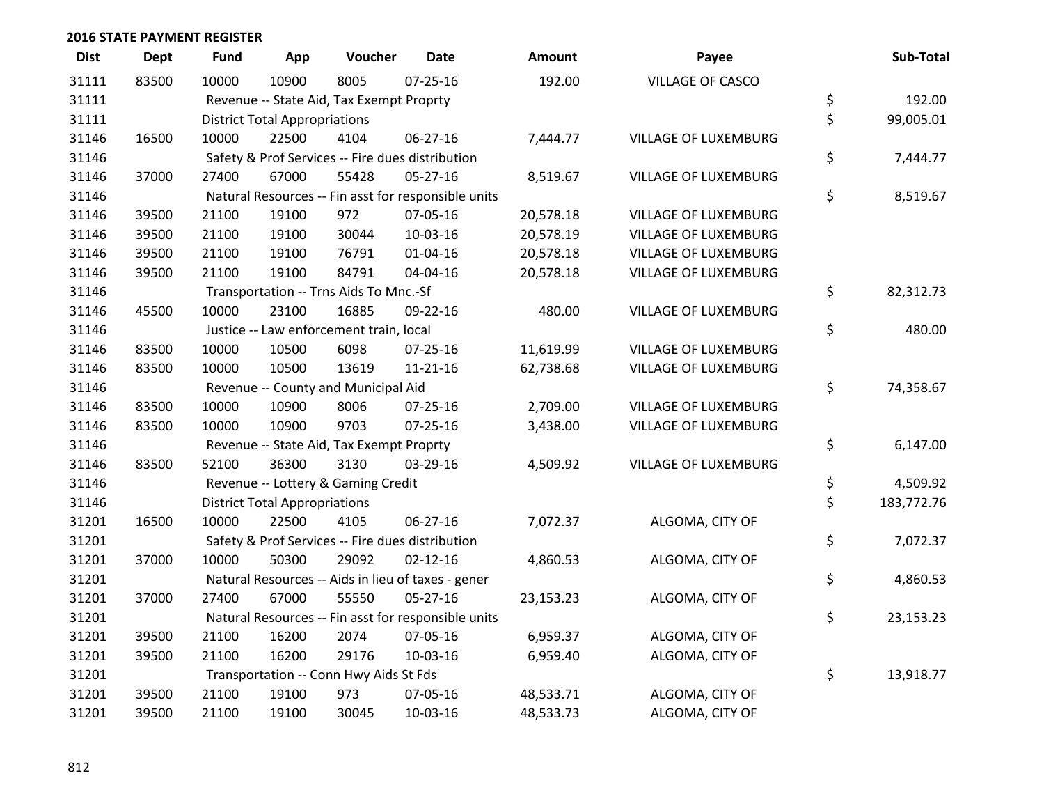## 2016 STATE PAYMENT REGISTER

| Dist | Dept | Fund | App | Voucher | Date | Amount | Payee | Sub-Total |
|---|---|---|---|---|---|---|---|---|
| 31111 | 83500 | 10000 | 10900 | 8005 | 07-25-16 | 192.00 | VILLAGE OF CASCO | |
| 31111 | | Revenue -- State Aid, Tax Exempt Proprty | | | | | | $ 192.00 |
| 31111 | | District Total Appropriations | | | | | | $ 99,005.01 |
| 31146 | 16500 | 10000 | 22500 | 4104 | 06-27-16 | 7,444.77 | VILLAGE OF LUXEMBURG | |
| 31146 | | Safety & Prof Services -- Fire dues distribution | | | | | | $ 7,444.77 |
| 31146 | 37000 | 27400 | 67000 | 55428 | 05-27-16 | 8,519.67 | VILLAGE OF LUXEMBURG | |
| 31146 | | Natural Resources -- Fin asst for responsible units | | | | | | $ 8,519.67 |
| 31146 | 39500 | 21100 | 19100 | 972 | 07-05-16 | 20,578.18 | VILLAGE OF LUXEMBURG | |
| 31146 | 39500 | 21100 | 19100 | 30044 | 10-03-16 | 20,578.19 | VILLAGE OF LUXEMBURG | |
| 31146 | 39500 | 21100 | 19100 | 76791 | 01-04-16 | 20,578.18 | VILLAGE OF LUXEMBURG | |
| 31146 | 39500 | 21100 | 19100 | 84791 | 04-04-16 | 20,578.18 | VILLAGE OF LUXEMBURG | |
| 31146 | | Transportation -- Trns Aids To Mnc.-Sf | | | | | | $ 82,312.73 |
| 31146 | 45500 | 10000 | 23100 | 16885 | 09-22-16 | 480.00 | VILLAGE OF LUXEMBURG | |
| 31146 | | Justice -- Law enforcement train, local | | | | | | $ 480.00 |
| 31146 | 83500 | 10000 | 10500 | 6098 | 07-25-16 | 11,619.99 | VILLAGE OF LUXEMBURG | |
| 31146 | 83500 | 10000 | 10500 | 13619 | 11-21-16 | 62,738.68 | VILLAGE OF LUXEMBURG | |
| 31146 | | Revenue -- County and Municipal Aid | | | | | | $ 74,358.67 |
| 31146 | 83500 | 10000 | 10900 | 8006 | 07-25-16 | 2,709.00 | VILLAGE OF LUXEMBURG | |
| 31146 | 83500 | 10000 | 10900 | 9703 | 07-25-16 | 3,438.00 | VILLAGE OF LUXEMBURG | |
| 31146 | | Revenue -- State Aid, Tax Exempt Proprty | | | | | | $ 6,147.00 |
| 31146 | 83500 | 52100 | 36300 | 3130 | 03-29-16 | 4,509.92 | VILLAGE OF LUXEMBURG | |
| 31146 | | Revenue -- Lottery & Gaming Credit | | | | | | $ 4,509.92 |
| 31146 | | District Total Appropriations | | | | | | $ 183,772.76 |
| 31201 | 16500 | 10000 | 22500 | 4105 | 06-27-16 | 7,072.37 | ALGOMA, CITY OF | |
| 31201 | | Safety & Prof Services -- Fire dues distribution | | | | | | $ 7,072.37 |
| 31201 | 37000 | 10000 | 50300 | 29092 | 02-12-16 | 4,860.53 | ALGOMA, CITY OF | |
| 31201 | | Natural Resources -- Aids in lieu of taxes - gener | | | | | | $ 4,860.53 |
| 31201 | 37000 | 27400 | 67000 | 55550 | 05-27-16 | 23,153.23 | ALGOMA, CITY OF | |
| 31201 | | Natural Resources -- Fin asst for responsible units | | | | | | $ 23,153.23 |
| 31201 | 39500 | 21100 | 16200 | 2074 | 07-05-16 | 6,959.37 | ALGOMA, CITY OF | |
| 31201 | 39500 | 21100 | 16200 | 29176 | 10-03-16 | 6,959.40 | ALGOMA, CITY OF | |
| 31201 | | Transportation -- Conn Hwy Aids St Fds | | | | | | $ 13,918.77 |
| 31201 | 39500 | 21100 | 19100 | 973 | 07-05-16 | 48,533.71 | ALGOMA, CITY OF | |
| 31201 | 39500 | 21100 | 19100 | 30045 | 10-03-16 | 48,533.73 | ALGOMA, CITY OF | |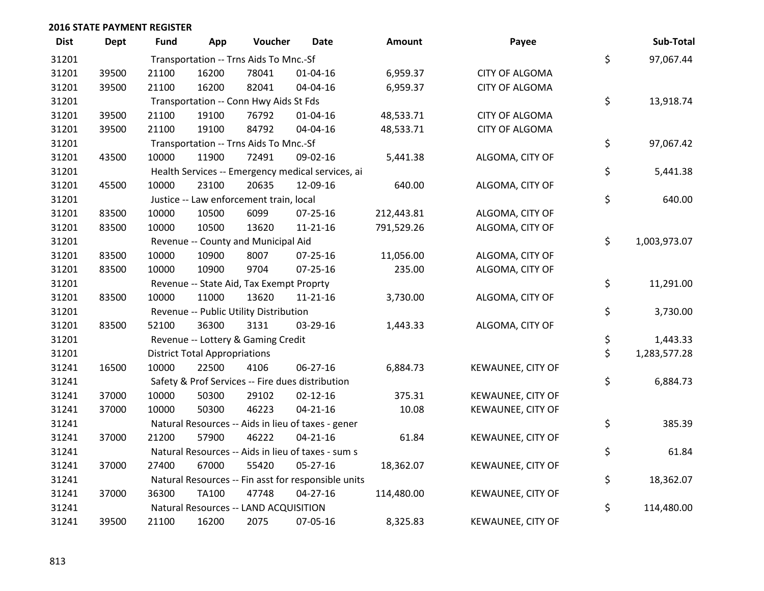## 2016 STATE PAYMENT REGISTER

| Dist | Dept | Fund | App | Voucher | Date | Amount | Payee | | Sub-Total |
|---|---|---|---|---|---|---|---|---|---|
| 31201 | | Transportation -- Trns Aids To Mnc.-Sf | | | | | | $ | 97,067.44 |
| 31201 | 39500 | 21100 | 16200 | 78041 | 01-04-16 | 6,959.37 | CITY OF ALGOMA | | |
| 31201 | 39500 | 21100 | 16200 | 82041 | 04-04-16 | 6,959.37 | CITY OF ALGOMA | | |
| 31201 | | Transportation -- Conn Hwy Aids St Fds | | | | | | $ | 13,918.74 |
| 31201 | 39500 | 21100 | 19100 | 76792 | 01-04-16 | 48,533.71 | CITY OF ALGOMA | | |
| 31201 | 39500 | 21100 | 19100 | 84792 | 04-04-16 | 48,533.71 | CITY OF ALGOMA | | |
| 31201 | | Transportation -- Trns Aids To Mnc.-Sf | | | | | | $ | 97,067.42 |
| 31201 | 43500 | 10000 | 11900 | 72491 | 09-02-16 | 5,441.38 | ALGOMA, CITY OF | | |
| 31201 | | Health Services -- Emergency medical services, ai | | | | | | $ | 5,441.38 |
| 31201 | 45500 | 10000 | 23100 | 20635 | 12-09-16 | 640.00 | ALGOMA, CITY OF | | |
| 31201 | | Justice -- Law enforcement train, local | | | | | | $ | 640.00 |
| 31201 | 83500 | 10000 | 10500 | 6099 | 07-25-16 | 212,443.81 | ALGOMA, CITY OF | | |
| 31201 | 83500 | 10000 | 10500 | 13620 | 11-21-16 | 791,529.26 | ALGOMA, CITY OF | | |
| 31201 | | Revenue -- County and Municipal Aid | | | | | | $ | 1,003,973.07 |
| 31201 | 83500 | 10000 | 10900 | 8007 | 07-25-16 | 11,056.00 | ALGOMA, CITY OF | | |
| 31201 | 83500 | 10000 | 10900 | 9704 | 07-25-16 | 235.00 | ALGOMA, CITY OF | | |
| 31201 | | Revenue -- State Aid, Tax Exempt Proprty | | | | | | $ | 11,291.00 |
| 31201 | 83500 | 10000 | 11000 | 13620 | 11-21-16 | 3,730.00 | ALGOMA, CITY OF | | |
| 31201 | | Revenue -- Public Utility Distribution | | | | | | $ | 3,730.00 |
| 31201 | 83500 | 52100 | 36300 | 3131 | 03-29-16 | 1,443.33 | ALGOMA, CITY OF | | |
| 31201 | | Revenue -- Lottery & Gaming Credit | | | | | | $ | 1,443.33 |
| 31201 | | District Total Appropriations | | | | | | $ | 1,283,577.28 |
| 31241 | 16500 | 10000 | 22500 | 4106 | 06-27-16 | 6,884.73 | KEWAUNEE, CITY OF | | |
| 31241 | | Safety & Prof Services -- Fire dues distribution | | | | | | $ | 6,884.73 |
| 31241 | 37000 | 10000 | 50300 | 29102 | 02-12-16 | 375.31 | KEWAUNEE, CITY OF | | |
| 31241 | 37000 | 10000 | 50300 | 46223 | 04-21-16 | 10.08 | KEWAUNEE, CITY OF | | |
| 31241 | | Natural Resources -- Aids in lieu of taxes - gener | | | | | | $ | 385.39 |
| 31241 | 37000 | 21200 | 57900 | 46222 | 04-21-16 | 61.84 | KEWAUNEE, CITY OF | | |
| 31241 | | Natural Resources -- Aids in lieu of taxes - sum s | | | | | | $ | 61.84 |
| 31241 | 37000 | 27400 | 67000 | 55420 | 05-27-16 | 18,362.07 | KEWAUNEE, CITY OF | | |
| 31241 | | Natural Resources -- Fin asst for responsible units | | | | | | $ | 18,362.07 |
| 31241 | 37000 | 36300 | TA100 | 47748 | 04-27-16 | 114,480.00 | KEWAUNEE, CITY OF | | |
| 31241 | | Natural Resources -- LAND ACQUISITION | | | | | | $ | 114,480.00 |
| 31241 | 39500 | 21100 | 16200 | 2075 | 07-05-16 | 8,325.83 | KEWAUNEE, CITY OF | | |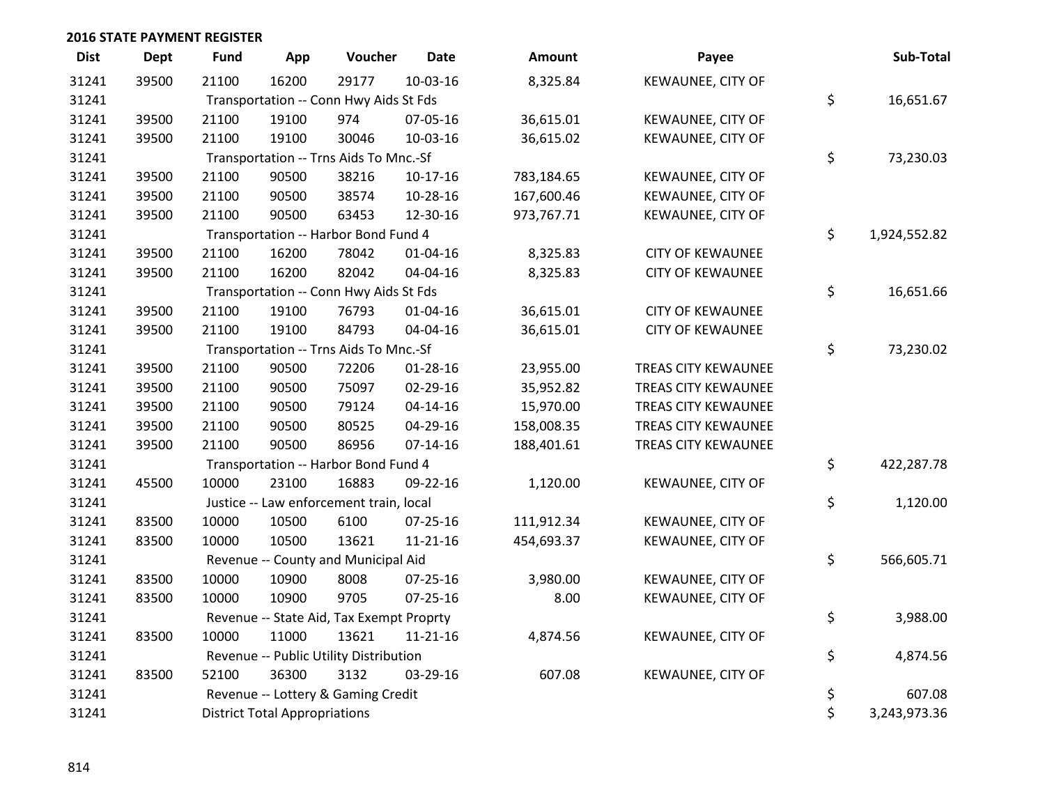## 2016 STATE PAYMENT REGISTER

| Dist | Dept | Fund | App | Voucher | Date | Amount | Payee | Sub-Total |
|---|---|---|---|---|---|---|---|---|
| 31241 | 39500 | 21100 | 16200 | 29177 | 10-03-16 | 8,325.84 | KEWAUNEE, CITY OF | |
| 31241 | | Transportation -- Conn Hwy Aids St Fds | | | | | | $ 16,651.67 |
| 31241 | 39500 | 21100 | 19100 | 974 | 07-05-16 | 36,615.01 | KEWAUNEE, CITY OF | |
| 31241 | 39500 | 21100 | 19100 | 30046 | 10-03-16 | 36,615.02 | KEWAUNEE, CITY OF | |
| 31241 | | Transportation -- Trns Aids To Mnc.-Sf | | | | | | $ 73,230.03 |
| 31241 | 39500 | 21100 | 90500 | 38216 | 10-17-16 | 783,184.65 | KEWAUNEE, CITY OF | |
| 31241 | 39500 | 21100 | 90500 | 38574 | 10-28-16 | 167,600.46 | KEWAUNEE, CITY OF | |
| 31241 | 39500 | 21100 | 90500 | 63453 | 12-30-16 | 973,767.71 | KEWAUNEE, CITY OF | |
| 31241 | | Transportation -- Harbor Bond Fund 4 | | | | | | $ 1,924,552.82 |
| 31241 | 39500 | 21100 | 16200 | 78042 | 01-04-16 | 8,325.83 | CITY OF KEWAUNEE | |
| 31241 | 39500 | 21100 | 16200 | 82042 | 04-04-16 | 8,325.83 | CITY OF KEWAUNEE | |
| 31241 | | Transportation -- Conn Hwy Aids St Fds | | | | | | $ 16,651.66 |
| 31241 | 39500 | 21100 | 19100 | 76793 | 01-04-16 | 36,615.01 | CITY OF KEWAUNEE | |
| 31241 | 39500 | 21100 | 19100 | 84793 | 04-04-16 | 36,615.01 | CITY OF KEWAUNEE | |
| 31241 | | Transportation -- Trns Aids To Mnc.-Sf | | | | | | $ 73,230.02 |
| 31241 | 39500 | 21100 | 90500 | 72206 | 01-28-16 | 23,955.00 | TREAS CITY KEWAUNEE | |
| 31241 | 39500 | 21100 | 90500 | 75097 | 02-29-16 | 35,952.82 | TREAS CITY KEWAUNEE | |
| 31241 | 39500 | 21100 | 90500 | 79124 | 04-14-16 | 15,970.00 | TREAS CITY KEWAUNEE | |
| 31241 | 39500 | 21100 | 90500 | 80525 | 04-29-16 | 158,008.35 | TREAS CITY KEWAUNEE | |
| 31241 | 39500 | 21100 | 90500 | 86956 | 07-14-16 | 188,401.61 | TREAS CITY KEWAUNEE | |
| 31241 | | Transportation -- Harbor Bond Fund 4 | | | | | | $ 422,287.78 |
| 31241 | 45500 | 10000 | 23100 | 16883 | 09-22-16 | 1,120.00 | KEWAUNEE, CITY OF | |
| 31241 | | Justice -- Law enforcement train, local | | | | | | $ 1,120.00 |
| 31241 | 83500 | 10000 | 10500 | 6100 | 07-25-16 | 111,912.34 | KEWAUNEE, CITY OF | |
| 31241 | 83500 | 10000 | 10500 | 13621 | 11-21-16 | 454,693.37 | KEWAUNEE, CITY OF | |
| 31241 | | Revenue -- County and Municipal Aid | | | | | | $ 566,605.71 |
| 31241 | 83500 | 10000 | 10900 | 8008 | 07-25-16 | 3,980.00 | KEWAUNEE, CITY OF | |
| 31241 | 83500 | 10000 | 10900 | 9705 | 07-25-16 | 8.00 | KEWAUNEE, CITY OF | |
| 31241 | | Revenue -- State Aid, Tax Exempt Proprty | | | | | | $ 3,988.00 |
| 31241 | 83500 | 10000 | 11000 | 13621 | 11-21-16 | 4,874.56 | KEWAUNEE, CITY OF | |
| 31241 | | Revenue -- Public Utility Distribution | | | | | | $ 4,874.56 |
| 31241 | 83500 | 52100 | 36300 | 3132 | 03-29-16 | 607.08 | KEWAUNEE, CITY OF | |
| 31241 | | Revenue -- Lottery & Gaming Credit | | | | | | $ 607.08 |
| 31241 | | District Total Appropriations | | | | | | $ 3,243,973.36 |